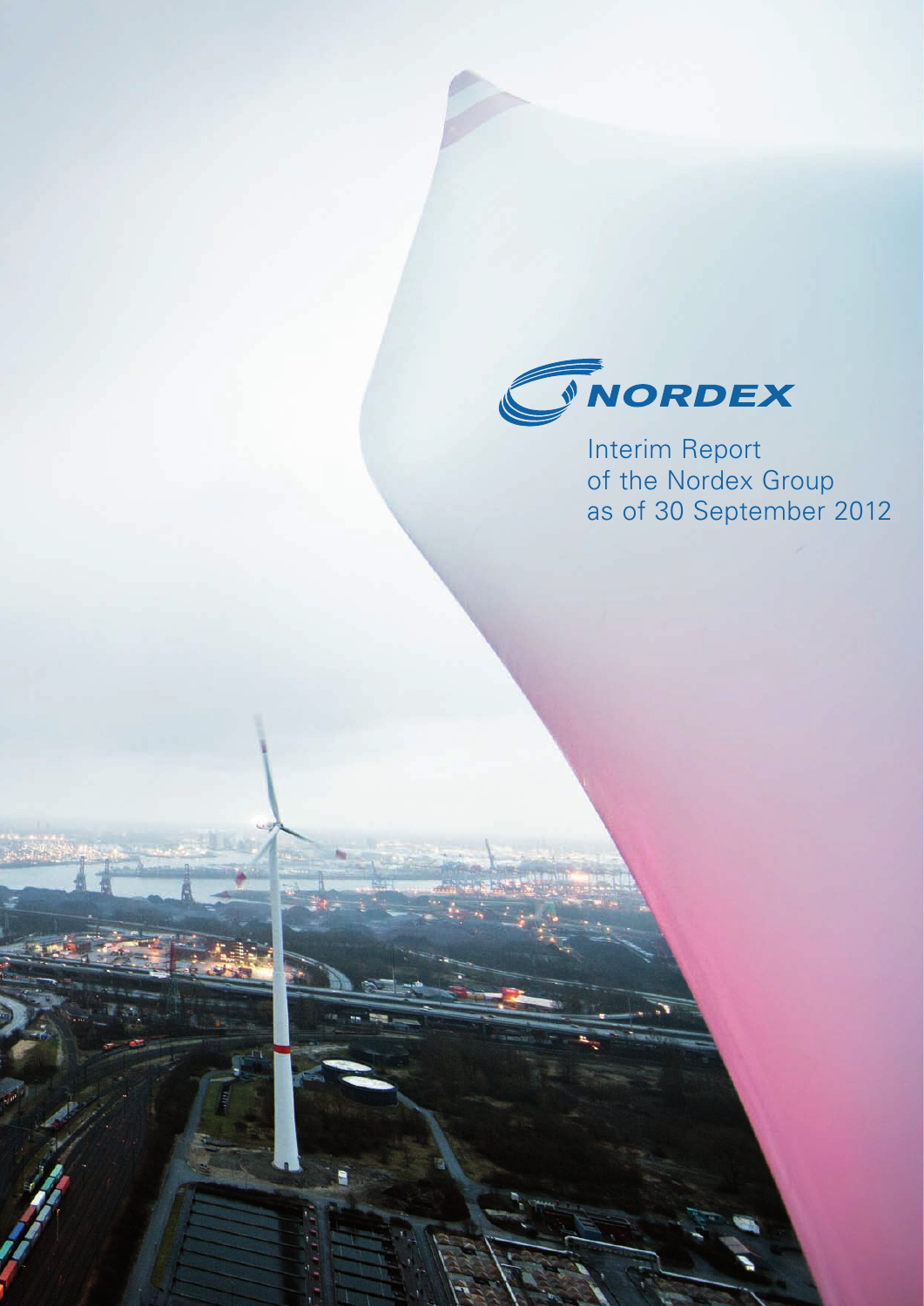NORDEX

# Interim Report of the Nordex Group as of 30 September 2012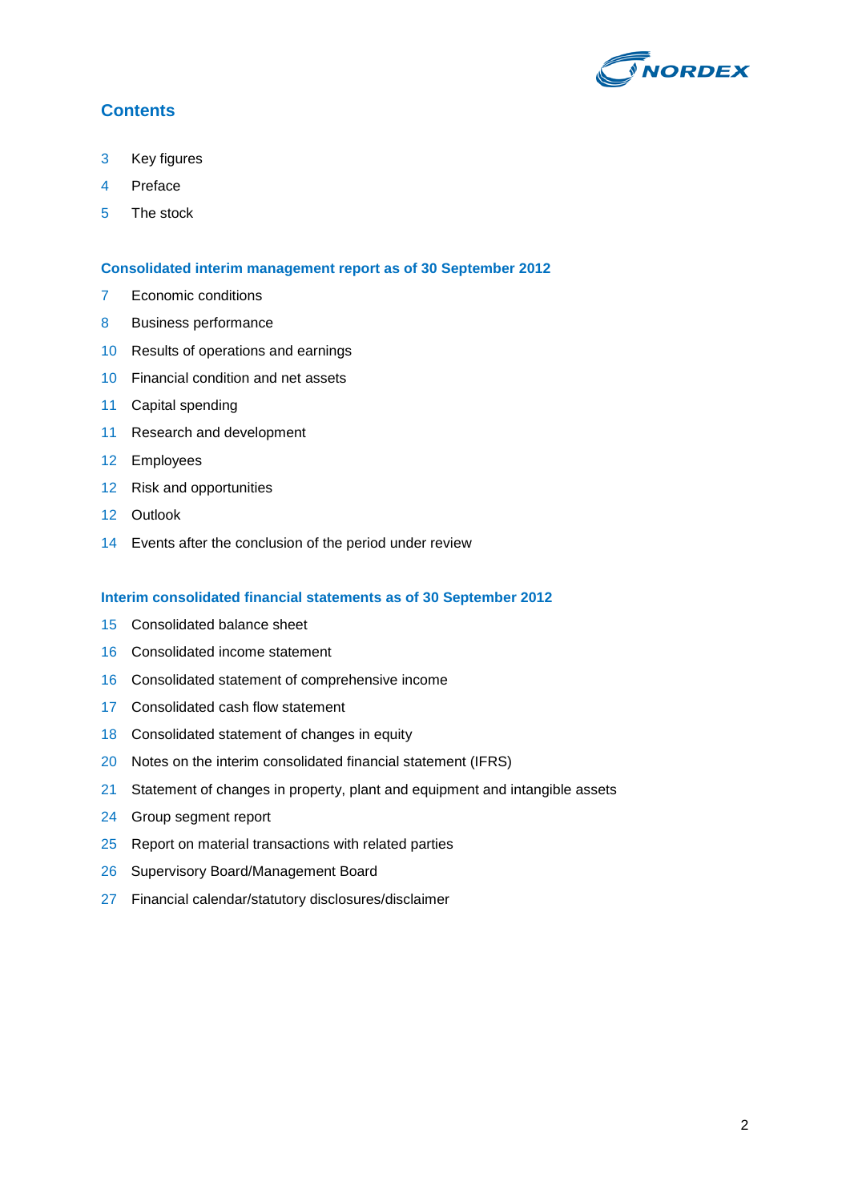## Contents

3 Key figures

4 Preface

5 The stock

### Consolidated interim management report as of 30 September 2012

7 Economic conditions

8 Business performance

10 Results of operations and earnings

10 Financial condition and net assets

11 Capital spending

11 Research and development

12 Employees

12 Risk and opportunities

12 Outlook

14 Events after the conclusion of the period under review

### Interim consolidated financial statements as of 30 September 2012

15 Consolidated balance sheet

16 Consolidated income statement

16 Consolidated statement of comprehensive income

17 Consolidated cash flow statement

18 Consolidated statement of changes in equity

20 Notes on the interim consolidated financial statement (IFRS)

21 Statement of changes in property, plant and equipment and intangible assets

24 Group segment report

25 Report on material transactions with related parties

26 Supervisory Board/Management Board

27 Financial calendar/statutory disclosures/disclaimer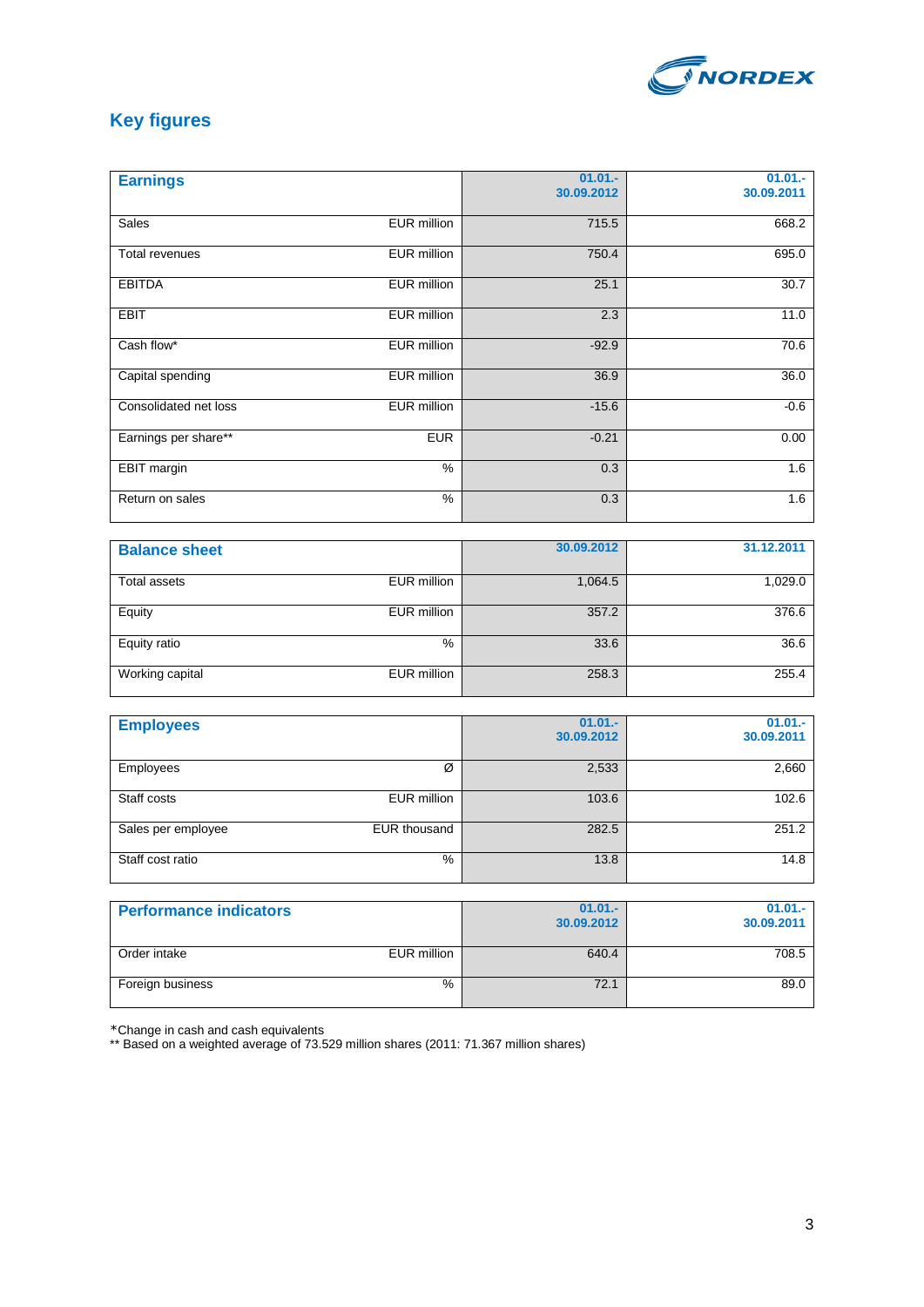## Key figures

| Earnings | | 01.01.-30.09.2012 | 01.01.-30.09.2011 |
|---|---|---|---|
| Sales | EUR million | 715.5 | 668.2 |
| Total revenues | EUR million | 750.4 | 695.0 |
| EBITDA | EUR million | 25.1 | 30.7 |
| EBIT | EUR million | 2.3 | 11.0 |
| Cash flow* | EUR million | -92.9 | 70.6 |
| Capital spending | EUR million | 36.9 | 36.0 |
| Consolidated net loss | EUR million | -15.6 | -0.6 |
| Earnings per share** | EUR | -0.21 | 0.00 |
| EBIT margin | % | 0.3 | 1.6 |
| Return on sales | % | 0.3 | 1.6 |

| Balance sheet | | 30.09.2012 | 31.12.2011 |
|---|---|---|---|
| Total assets | EUR million | 1,064.5 | 1,029.0 |
| Equity | EUR million | 357.2 | 376.6 |
| Equity ratio | % | 33.6 | 36.6 |
| Working capital | EUR million | 258.3 | 255.4 |

| Employees | | 01.01.-30.09.2012 | 01.01.-30.09.2011 |
|---|---|---|---|
| Employees | Ø | 2,533 | 2,660 |
| Staff costs | EUR million | 103.6 | 102.6 |
| Sales per employee | EUR thousand | 282.5 | 251.2 |
| Staff cost ratio | % | 13.8 | 14.8 |

| Performance indicators | | 01.01.-30.09.2012 | 01.01.-30.09.2011 |
|---|---|---|---|
| Order intake | EUR million | 640.4 | 708.5 |
| Foreign business | % | 72.1 | 89.0 |

*Change in cash and cash equivalents
** Based on a weighted average of 73.529 million shares (2011: 71.367 million shares)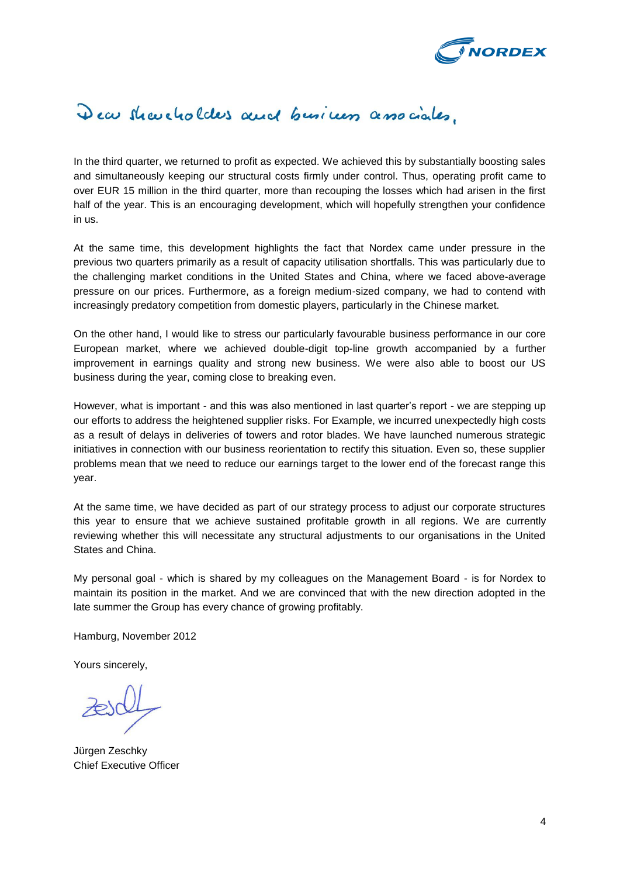Dear shareholders and business associates,

In the third quarter, we returned to profit as expected. We achieved this by substantially boosting sales and simultaneously keeping our structural costs firmly under control. Thus, operating profit came to over EUR 15 million in the third quarter, more than recouping the losses which had arisen in the first half of the year. This is an encouraging development, which will hopefully strengthen your confidence in us.

At the same time, this development highlights the fact that Nordex came under pressure in the previous two quarters primarily as a result of capacity utilisation shortfalls. This was particularly due to the challenging market conditions in the United States and China, where we faced above-average pressure on our prices. Furthermore, as a foreign medium-sized company, we had to contend with increasingly predatory competition from domestic players, particularly in the Chinese market.

On the other hand, I would like to stress our particularly favourable business performance in our core European market, where we achieved double-digit top-line growth accompanied by a further improvement in earnings quality and strong new business. We were also able to boost our US business during the year, coming close to breaking even.

However, what is important - and this was also mentioned in last quarter's report - we are stepping up our efforts to address the heightened supplier risks. For Example, we incurred unexpectedly high costs as a result of delays in deliveries of towers and rotor blades. We have launched numerous strategic initiatives in connection with our business reorientation to rectify this situation. Even so, these supplier problems mean that we need to reduce our earnings target to the lower end of the forecast range this year.

At the same time, we have decided as part of our strategy process to adjust our corporate structures this year to ensure that we achieve sustained profitable growth in all regions. We are currently reviewing whether this will necessitate any structural adjustments to our organisations in the United States and China.

My personal goal - which is shared by my colleagues on the Management Board - is for Nordex to maintain its position in the market. And we are convinced that with the new direction adopted in the late summer the Group has every chance of growing profitably.

Hamburg, November 2012

Yours sincerely,

Jürgen Zeschky
Chief Executive Officer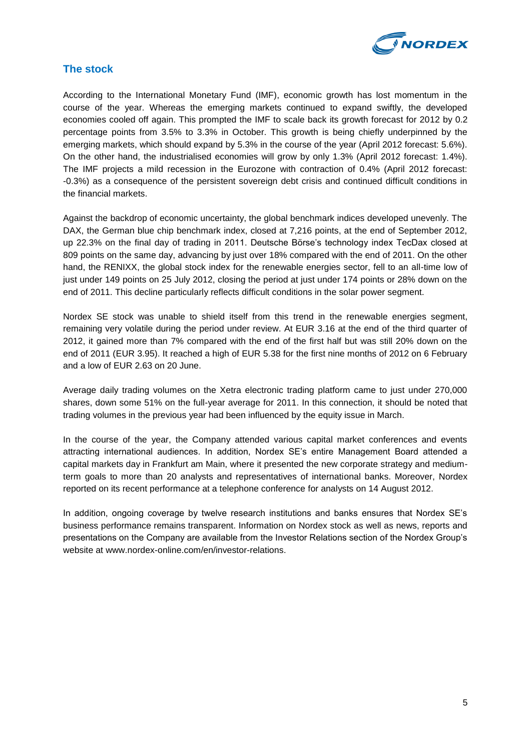## The stock

According to the International Monetary Fund (IMF), economic growth has lost momentum in the course of the year. Whereas the emerging markets continued to expand swiftly, the developed economies cooled off again. This prompted the IMF to scale back its growth forecast for 2012 by 0.2 percentage points from 3.5% to 3.3% in October. This growth is being chiefly underpinned by the emerging markets, which should expand by 5.3% in the course of the year (April 2012 forecast: 5.6%). On the other hand, the industrialised economies will grow by only 1.3% (April 2012 forecast: 1.4%). The IMF projects a mild recession in the Eurozone with contraction of 0.4% (April 2012 forecast: -0.3%) as a consequence of the persistent sovereign debt crisis and continued difficult conditions in the financial markets.

Against the backdrop of economic uncertainty, the global benchmark indices developed unevenly. The DAX, the German blue chip benchmark index, closed at 7,216 points, at the end of September 2012, up 22.3% on the final day of trading in 2011. Deutsche Börse's technology index TecDax closed at 809 points on the same day, advancing by just over 18% compared with the end of 2011. On the other hand, the RENIXX, the global stock index for the renewable energies sector, fell to an all-time low of just under 149 points on 25 July 2012, closing the period at just under 174 points or 28% down on the end of 2011. This decline particularly reflects difficult conditions in the solar power segment.

Nordex SE stock was unable to shield itself from this trend in the renewable energies segment, remaining very volatile during the period under review. At EUR 3.16 at the end of the third quarter of 2012, it gained more than 7% compared with the end of the first half but was still 20% down on the end of 2011 (EUR 3.95). It reached a high of EUR 5.38 for the first nine months of 2012 on 6 February and a low of EUR 2.63 on 20 June.

Average daily trading volumes on the Xetra electronic trading platform came to just under 270,000 shares, down some 51% on the full-year average for 2011. In this connection, it should be noted that trading volumes in the previous year had been influenced by the equity issue in March.

In the course of the year, the Company attended various capital market conferences and events attracting international audiences. In addition, Nordex SE's entire Management Board attended a capital markets day in Frankfurt am Main, where it presented the new corporate strategy and medium-term goals to more than 20 analysts and representatives of international banks. Moreover, Nordex reported on its recent performance at a telephone conference for analysts on 14 August 2012.

In addition, ongoing coverage by twelve research institutions and banks ensures that Nordex SE's business performance remains transparent. Information on Nordex stock as well as news, reports and presentations on the Company are available from the Investor Relations section of the Nordex Group's website at www.nordex-online.com/en/investor-relations.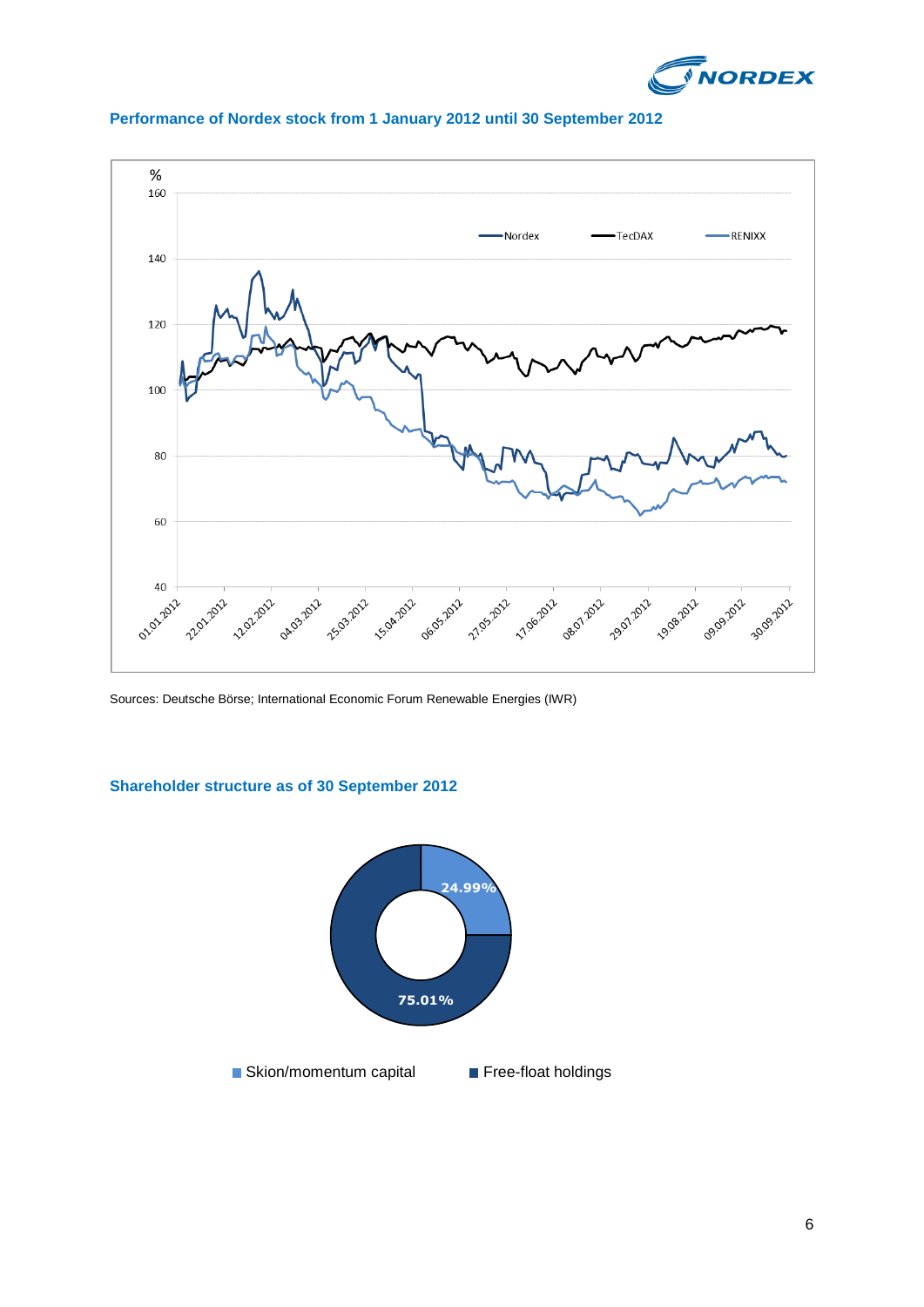## Performance of Nordex stock from 1 January 2012 until 30 September 2012

Sources: Deutsche Börse; International Economic Forum Renewable Energies (IWR)

## Shareholder structure as of 30 September 2012

- Skion/momentum capital: 24.99%
- Free-float holdings: 75.01%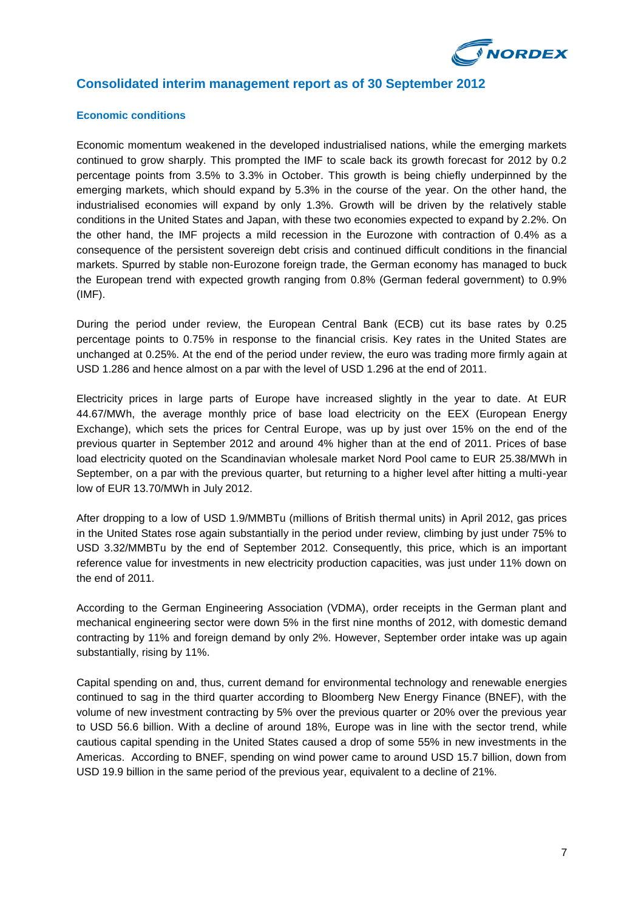## Consolidated interim management report as of 30 September 2012

### Economic conditions

Economic momentum weakened in the developed industrialised nations, while the emerging markets continued to grow sharply. This prompted the IMF to scale back its growth forecast for 2012 by 0.2 percentage points from 3.5% to 3.3% in October. This growth is being chiefly underpinned by the emerging markets, which should expand by 5.3% in the course of the year. On the other hand, the industrialised economies will expand by only 1.3%. Growth will be driven by the relatively stable conditions in the United States and Japan, with these two economies expected to expand by 2.2%. On the other hand, the IMF projects a mild recession in the Eurozone with contraction of 0.4% as a consequence of the persistent sovereign debt crisis and continued difficult conditions in the financial markets. Spurred by stable non-Eurozone foreign trade, the German economy has managed to buck the European trend with expected growth ranging from 0.8% (German federal government) to 0.9% (IMF).

During the period under review, the European Central Bank (ECB) cut its base rates by 0.25 percentage points to 0.75% in response to the financial crisis. Key rates in the United States are unchanged at 0.25%. At the end of the period under review, the euro was trading more firmly again at USD 1.286 and hence almost on a par with the level of USD 1.296 at the end of 2011.

Electricity prices in large parts of Europe have increased slightly in the year to date. At EUR 44.67/MWh, the average monthly price of base load electricity on the EEX (European Energy Exchange), which sets the prices for Central Europe, was up by just over 15% on the end of the previous quarter in September 2012 and around 4% higher than at the end of 2011. Prices of base load electricity quoted on the Scandinavian wholesale market Nord Pool came to EUR 25.38/MWh in September, on a par with the previous quarter, but returning to a higher level after hitting a multi-year low of EUR 13.70/MWh in July 2012.

After dropping to a low of USD 1.9/MMBTu (millions of British thermal units) in April 2012, gas prices in the United States rose again substantially in the period under review, climbing by just under 75% to USD 3.32/MMBTu by the end of September 2012. Consequently, this price, which is an important reference value for investments in new electricity production capacities, was just under 11% down on the end of 2011.

According to the German Engineering Association (VDMA), order receipts in the German plant and mechanical engineering sector were down 5% in the first nine months of 2012, with domestic demand contracting by 11% and foreign demand by only 2%. However, September order intake was up again substantially, rising by 11%.

Capital spending on and, thus, current demand for environmental technology and renewable energies continued to sag in the third quarter according to Bloomberg New Energy Finance (BNEF), with the volume of new investment contracting by 5% over the previous quarter or 20% over the previous year to USD 56.6 billion. With a decline of around 18%, Europe was in line with the sector trend, while cautious capital spending in the United States caused a drop of some 55% in new investments in the Americas. According to BNEF, spending on wind power came to around USD 15.7 billion, down from USD 19.9 billion in the same period of the previous year, equivalent to a decline of 21%.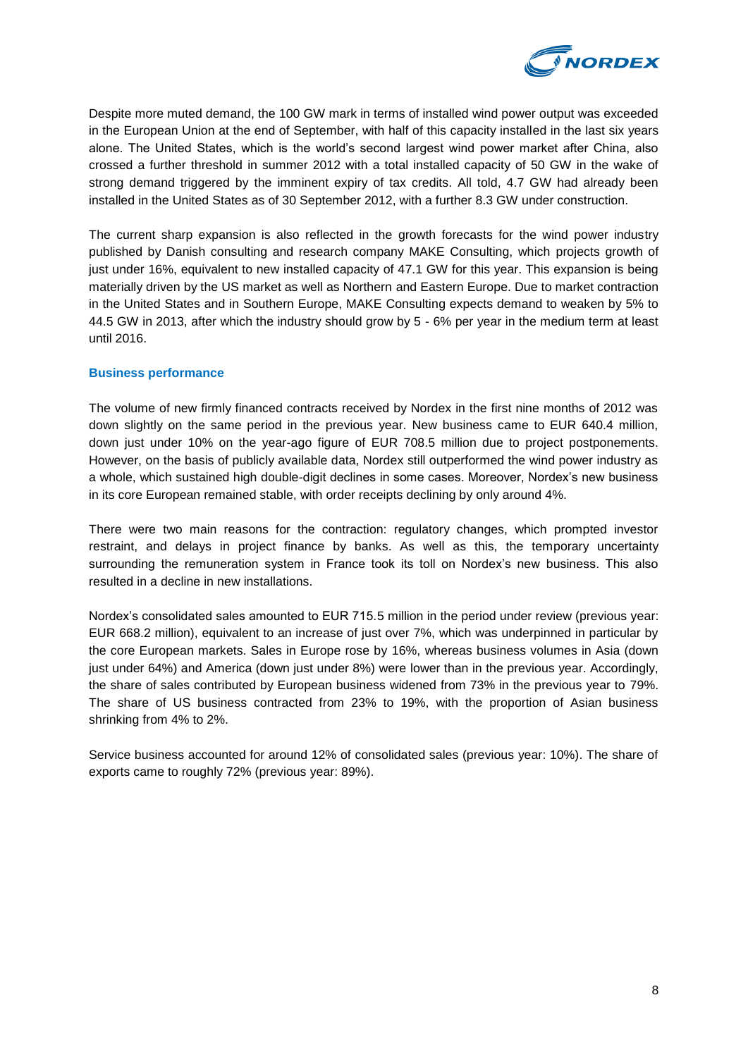Despite more muted demand, the 100 GW mark in terms of installed wind power output was exceeded in the European Union at the end of September, with half of this capacity installed in the last six years alone. The United States, which is the world's second largest wind power market after China, also crossed a further threshold in summer 2012 with a total installed capacity of 50 GW in the wake of strong demand triggered by the imminent expiry of tax credits. All told, 4.7 GW had already been installed in the United States as of 30 September 2012, with a further 8.3 GW under construction.

The current sharp expansion is also reflected in the growth forecasts for the wind power industry published by Danish consulting and research company MAKE Consulting, which projects growth of just under 16%, equivalent to new installed capacity of 47.1 GW for this year. This expansion is being materially driven by the US market as well as Northern and Eastern Europe. Due to market contraction in the United States and in Southern Europe, MAKE Consulting expects demand to weaken by 5% to 44.5 GW in 2013, after which the industry should grow by 5 - 6% per year in the medium term at least until 2016.

### Business performance

The volume of new firmly financed contracts received by Nordex in the first nine months of 2012 was down slightly on the same period in the previous year. New business came to EUR 640.4 million, down just under 10% on the year-ago figure of EUR 708.5 million due to project postponements. However, on the basis of publicly available data, Nordex still outperformed the wind power industry as a whole, which sustained high double-digit declines in some cases. Moreover, Nordex's new business in its core European remained stable, with order receipts declining by only around 4%.

There were two main reasons for the contraction: regulatory changes, which prompted investor restraint, and delays in project finance by banks. As well as this, the temporary uncertainty surrounding the remuneration system in France took its toll on Nordex's new business. This also resulted in a decline in new installations.

Nordex's consolidated sales amounted to EUR 715.5 million in the period under review (previous year: EUR 668.2 million), equivalent to an increase of just over 7%, which was underpinned in particular by the core European markets. Sales in Europe rose by 16%, whereas business volumes in Asia (down just under 64%) and America (down just under 8%) were lower than in the previous year. Accordingly, the share of sales contributed by European business widened from 73% in the previous year to 79%. The share of US business contracted from 23% to 19%, with the proportion of Asian business shrinking from 4% to 2%.

Service business accounted for around 12% of consolidated sales (previous year: 10%). The share of exports came to roughly 72% (previous year: 89%).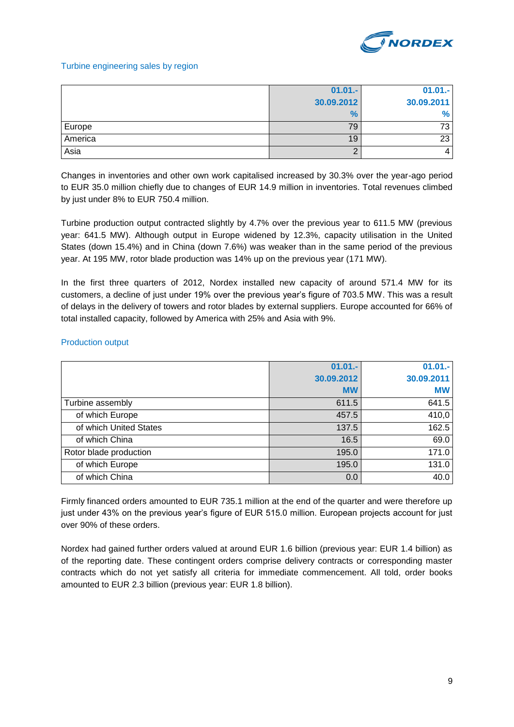### Turbine engineering sales by region

| | 01.01.-30.09.2012 % | 01.01.-30.09.2011 % |
|---|---|---|
| Europe | 79 | 73 |
| America | 19 | 23 |
| Asia | 2 | 4 |

Changes in inventories and other own work capitalised increased by 30.3% over the year-ago period to EUR 35.0 million chiefly due to changes of EUR 14.9 million in inventories. Total revenues climbed by just under 8% to EUR 750.4 million.

Turbine production output contracted slightly by 4.7% over the previous year to 611.5 MW (previous year: 641.5 MW). Although output in Europe widened by 12.3%, capacity utilisation in the United States (down 15.4%) and in China (down 7.6%) was weaker than in the same period of the previous year. At 195 MW, rotor blade production was 14% up on the previous year (171 MW).

In the first three quarters of 2012, Nordex installed new capacity of around 571.4 MW for its customers, a decline of just under 19% over the previous year's figure of 703.5 MW. This was a result of delays in the delivery of towers and rotor blades by external suppliers. Europe accounted for 66% of total installed capacity, followed by America with 25% and Asia with 9%.

### Production output

| | 01.01.-30.09.2012 MW | 01.01.-30.09.2011 MW |
|---|---|---|
| Turbine assembly | 611.5 | 641.5 |
| of which Europe | 457.5 | 410,0 |
| of which United States | 137.5 | 162.5 |
| of which China | 16.5 | 69.0 |
| Rotor blade production | 195.0 | 171.0 |
| of which Europe | 195.0 | 131.0 |
| of which China | 0.0 | 40.0 |

Firmly financed orders amounted to EUR 735.1 million at the end of the quarter and were therefore up just under 43% on the previous year's figure of EUR 515.0 million. European projects account for just over 90% of these orders.

Nordex had gained further orders valued at around EUR 1.6 billion (previous year: EUR 1.4 billion) as of the reporting date. These contingent orders comprise delivery contracts or corresponding master contracts which do not yet satisfy all criteria for immediate commencement. All told, order books amounted to EUR 2.3 billion (previous year: EUR 1.8 billion).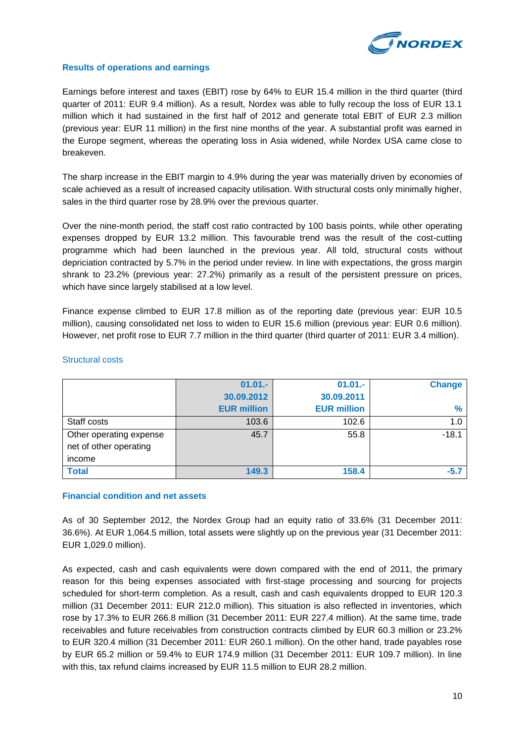### Results of operations and earnings

Earnings before interest and taxes (EBIT) rose by 64% to EUR 15.4 million in the third quarter (third quarter of 2011: EUR 9.4 million). As a result, Nordex was able to fully recoup the loss of EUR 13.1 million which it had sustained in the first half of 2012 and generate total EBIT of EUR 2.3 million (previous year: EUR 11 million) in the first nine months of the year. A substantial profit was earned in the Europe segment, whereas the operating loss in Asia widened, while Nordex USA came close to breakeven.

The sharp increase in the EBIT margin to 4.9% during the year was materially driven by economies of scale achieved as a result of increased capacity utilisation. With structural costs only minimally higher, sales in the third quarter rose by 28.9% over the previous quarter.

Over the nine-month period, the staff cost ratio contracted by 100 basis points, while other operating expenses dropped by EUR 13.2 million. This favourable trend was the result of the cost-cutting programme which had been launched in the previous year. All told, structural costs without depriciation contracted by 5.7% in the period under review. In line with expectations, the gross margin shrank to 23.2% (previous year: 27.2%) primarily as a result of the persistent pressure on prices, which have since largely stabilised at a low level.

Finance expense climbed to EUR 17.8 million as of the reporting date (previous year: EUR 10.5 million), causing consolidated net loss to widen to EUR 15.6 million (previous year: EUR 0.6 million). However, net profit rose to EUR 7.7 million in the third quarter (third quarter of 2011: EUR 3.4 million).

Structural costs

| | 01.01.- 30.09.2012 EUR million | 01.01.- 30.09.2011 EUR million | Change % |
|---|---|---|---|
| Staff costs | 103.6 | 102.6 | 1.0 |
| Other operating expense net of other operating income | 45.7 | 55.8 | -18.1 |
| **Total** | **149.3** | **158.4** | **-5.7** |

### Financial condition and net assets

As of 30 September 2012, the Nordex Group had an equity ratio of 33.6% (31 December 2011: 36.6%). At EUR 1,064.5 million, total assets were slightly up on the previous year (31 December 2011: EUR 1,029.0 million).

As expected, cash and cash equivalents were down compared with the end of 2011, the primary reason for this being expenses associated with first-stage processing and sourcing for projects scheduled for short-term completion. As a result, cash and cash equivalents dropped to EUR 120.3 million (31 December 2011: EUR 212.0 million). This situation is also reflected in inventories, which rose by 17.3% to EUR 266.8 million (31 December 2011: EUR 227.4 million). At the same time, trade receivables and future receivables from construction contracts climbed by EUR 60.3 million or 23.2% to EUR 320.4 million (31 December 2011: EUR 260.1 million). On the other hand, trade payables rose by EUR 65.2 million or 59.4% to EUR 174.9 million (31 December 2011: EUR 109.7 million). In line with this, tax refund claims increased by EUR 11.5 million to EUR 28.2 million.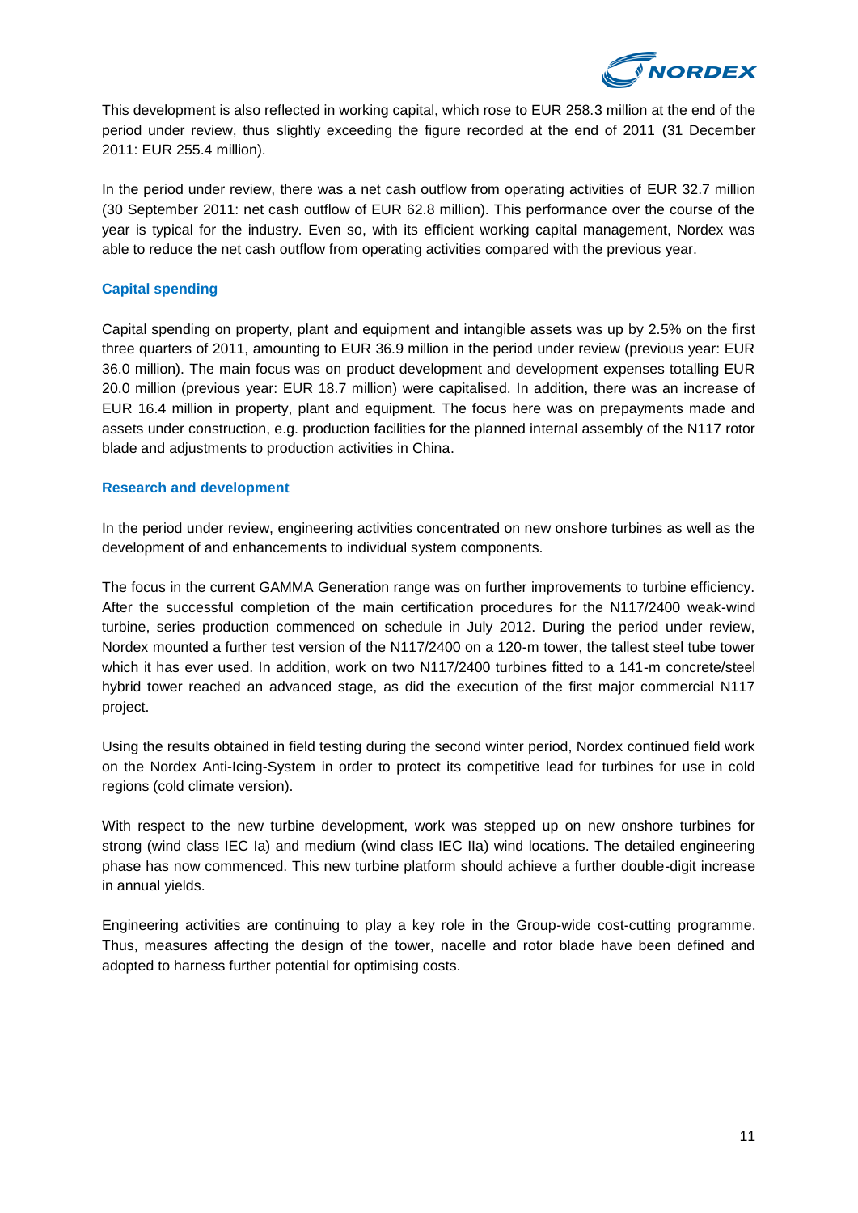This development is also reflected in working capital, which rose to EUR 258.3 million at the end of the period under review, thus slightly exceeding the figure recorded at the end of 2011 (31 December 2011: EUR 255.4 million).

In the period under review, there was a net cash outflow from operating activities of EUR 32.7 million (30 September 2011: net cash outflow of EUR 62.8 million). This performance over the course of the year is typical for the industry. Even so, with its efficient working capital management, Nordex was able to reduce the net cash outflow from operating activities compared with the previous year.

### Capital spending

Capital spending on property, plant and equipment and intangible assets was up by 2.5% on the first three quarters of 2011, amounting to EUR 36.9 million in the period under review (previous year: EUR 36.0 million). The main focus was on product development and development expenses totalling EUR 20.0 million (previous year: EUR 18.7 million) were capitalised. In addition, there was an increase of EUR 16.4 million in property, plant and equipment. The focus here was on prepayments made and assets under construction, e.g. production facilities for the planned internal assembly of the N117 rotor blade and adjustments to production activities in China.

### Research and development

In the period under review, engineering activities concentrated on new onshore turbines as well as the development of and enhancements to individual system components.

The focus in the current GAMMA Generation range was on further improvements to turbine efficiency. After the successful completion of the main certification procedures for the N117/2400 weak-wind turbine, series production commenced on schedule in July 2012. During the period under review, Nordex mounted a further test version of the N117/2400 on a 120-m tower, the tallest steel tube tower which it has ever used. In addition, work on two N117/2400 turbines fitted to a 141-m concrete/steel hybrid tower reached an advanced stage, as did the execution of the first major commercial N117 project.

Using the results obtained in field testing during the second winter period, Nordex continued field work on the Nordex Anti-Icing-System in order to protect its competitive lead for turbines for use in cold regions (cold climate version).

With respect to the new turbine development, work was stepped up on new onshore turbines for strong (wind class IEC Ia) and medium (wind class IEC IIa) wind locations. The detailed engineering phase has now commenced. This new turbine platform should achieve a further double-digit increase in annual yields.

Engineering activities are continuing to play a key role in the Group-wide cost-cutting programme. Thus, measures affecting the design of the tower, nacelle and rotor blade have been defined and adopted to harness further potential for optimising costs.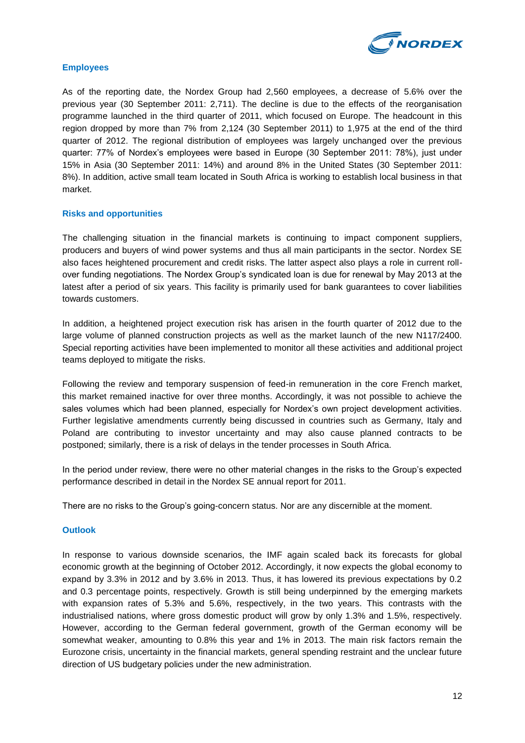### Employees

As of the reporting date, the Nordex Group had 2,560 employees, a decrease of 5.6% over the previous year (30 September 2011: 2,711). The decline is due to the effects of the reorganisation programme launched in the third quarter of 2011, which focused on Europe. The headcount in this region dropped by more than 7% from 2,124 (30 September 2011) to 1,975 at the end of the third quarter of 2012. The regional distribution of employees was largely unchanged over the previous quarter: 77% of Nordex's employees were based in Europe (30 September 2011: 78%), just under 15% in Asia (30 September 2011: 14%) and around 8% in the United States (30 September 2011: 8%). In addition, active small team located in South Africa is working to establish local business in that market.

### Risks and opportunities

The challenging situation in the financial markets is continuing to impact component suppliers, producers and buyers of wind power systems and thus all main participants in the sector. Nordex SE also faces heightened procurement and credit risks. The latter aspect also plays a role in current roll-over funding negotiations. The Nordex Group's syndicated loan is due for renewal by May 2013 at the latest after a period of six years. This facility is primarily used for bank guarantees to cover liabilities towards customers.

In addition, a heightened project execution risk has arisen in the fourth quarter of 2012 due to the large volume of planned construction projects as well as the market launch of the new N117/2400. Special reporting activities have been implemented to monitor all these activities and additional project teams deployed to mitigate the risks.

Following the review and temporary suspension of feed-in remuneration in the core French market, this market remained inactive for over three months. Accordingly, it was not possible to achieve the sales volumes which had been planned, especially for Nordex's own project development activities. Further legislative amendments currently being discussed in countries such as Germany, Italy and Poland are contributing to investor uncertainty and may also cause planned contracts to be postponed; similarly, there is a risk of delays in the tender processes in South Africa.

In the period under review, there were no other material changes in the risks to the Group's expected performance described in detail in the Nordex SE annual report for 2011.

There are no risks to the Group's going-concern status. Nor are any discernible at the moment.

### Outlook

In response to various downside scenarios, the IMF again scaled back its forecasts for global economic growth at the beginning of October 2012. Accordingly, it now expects the global economy to expand by 3.3% in 2012 and by 3.6% in 2013. Thus, it has lowered its previous expectations by 0.2 and 0.3 percentage points, respectively. Growth is still being underpinned by the emerging markets with expansion rates of 5.3% and 5.6%, respectively, in the two years. This contrasts with the industrialised nations, where gross domestic product will grow by only 1.3% and 1.5%, respectively. However, according to the German federal government, growth of the German economy will be somewhat weaker, amounting to 0.8% this year and 1% in 2013. The main risk factors remain the Eurozone crisis, uncertainty in the financial markets, general spending restraint and the unclear future direction of US budgetary policies under the new administration.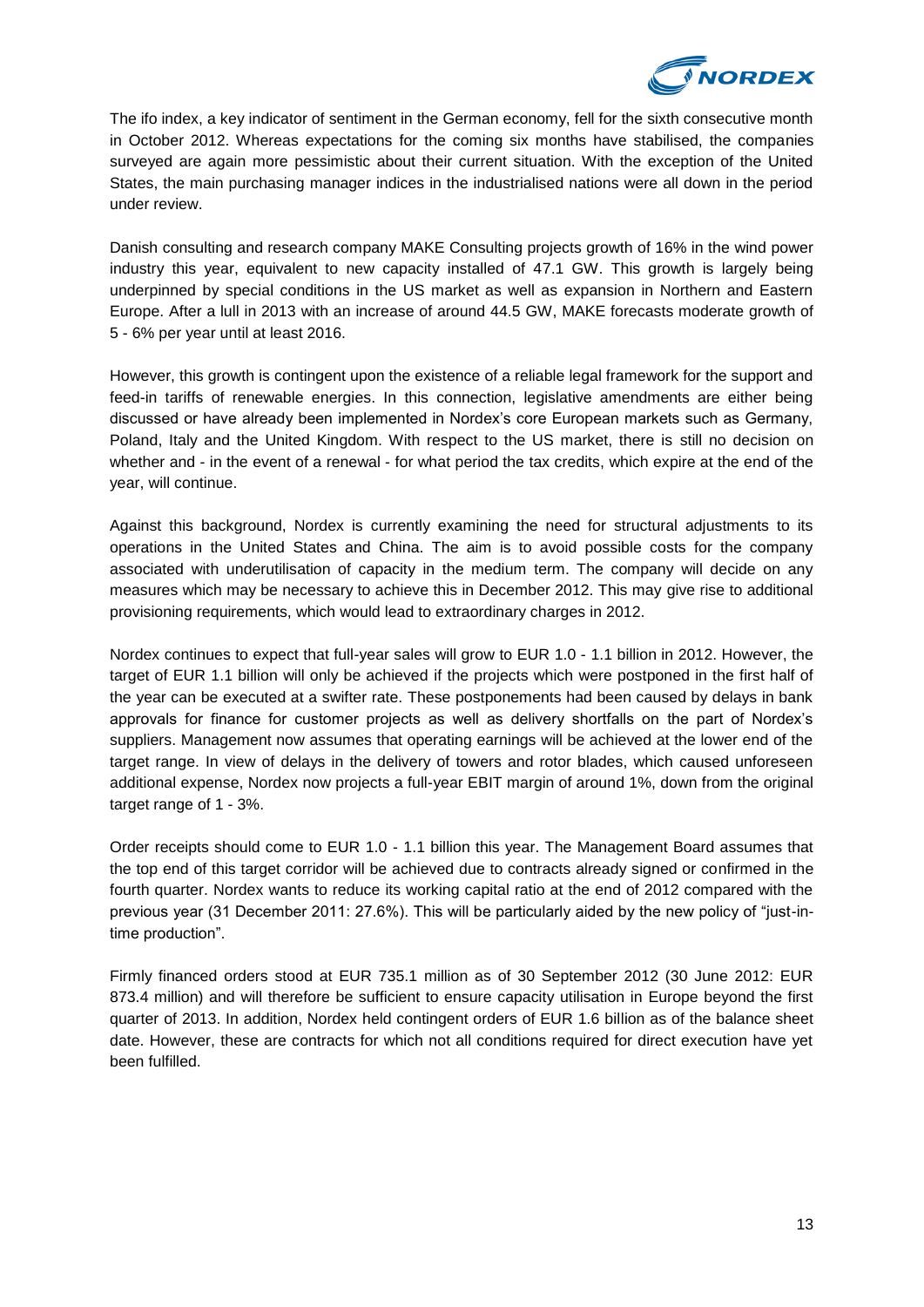The ifo index, a key indicator of sentiment in the German economy, fell for the sixth consecutive month in October 2012. Whereas expectations for the coming six months have stabilised, the companies surveyed are again more pessimistic about their current situation. With the exception of the United States, the main purchasing manager indices in the industrialised nations were all down in the period under review.

Danish consulting and research company MAKE Consulting projects growth of 16% in the wind power industry this year, equivalent to new capacity installed of 47.1 GW. This growth is largely being underpinned by special conditions in the US market as well as expansion in Northern and Eastern Europe. After a lull in 2013 with an increase of around 44.5 GW, MAKE forecasts moderate growth of 5 - 6% per year until at least 2016.

However, this growth is contingent upon the existence of a reliable legal framework for the support and feed-in tariffs of renewable energies. In this connection, legislative amendments are either being discussed or have already been implemented in Nordex's core European markets such as Germany, Poland, Italy and the United Kingdom. With respect to the US market, there is still no decision on whether and - in the event of a renewal - for what period the tax credits, which expire at the end of the year, will continue.

Against this background, Nordex is currently examining the need for structural adjustments to its operations in the United States and China. The aim is to avoid possible costs for the company associated with underutilisation of capacity in the medium term. The company will decide on any measures which may be necessary to achieve this in December 2012. This may give rise to additional provisioning requirements, which would lead to extraordinary charges in 2012.

Nordex continues to expect that full-year sales will grow to EUR 1.0 - 1.1 billion in 2012. However, the target of EUR 1.1 billion will only be achieved if the projects which were postponed in the first half of the year can be executed at a swifter rate. These postponements had been caused by delays in bank approvals for finance for customer projects as well as delivery shortfalls on the part of Nordex's suppliers. Management now assumes that operating earnings will be achieved at the lower end of the target range. In view of delays in the delivery of towers and rotor blades, which caused unforeseen additional expense, Nordex now projects a full-year EBIT margin of around 1%, down from the original target range of 1 - 3%.

Order receipts should come to EUR 1.0 - 1.1 billion this year. The Management Board assumes that the top end of this target corridor will be achieved due to contracts already signed or confirmed in the fourth quarter. Nordex wants to reduce its working capital ratio at the end of 2012 compared with the previous year (31 December 2011: 27.6%). This will be particularly aided by the new policy of "just-in-time production".

Firmly financed orders stood at EUR 735.1 million as of 30 September 2012 (30 June 2012: EUR 873.4 million) and will therefore be sufficient to ensure capacity utilisation in Europe beyond the first quarter of 2013. In addition, Nordex held contingent orders of EUR 1.6 billion as of the balance sheet date. However, these are contracts for which not all conditions required for direct execution have yet been fulfilled.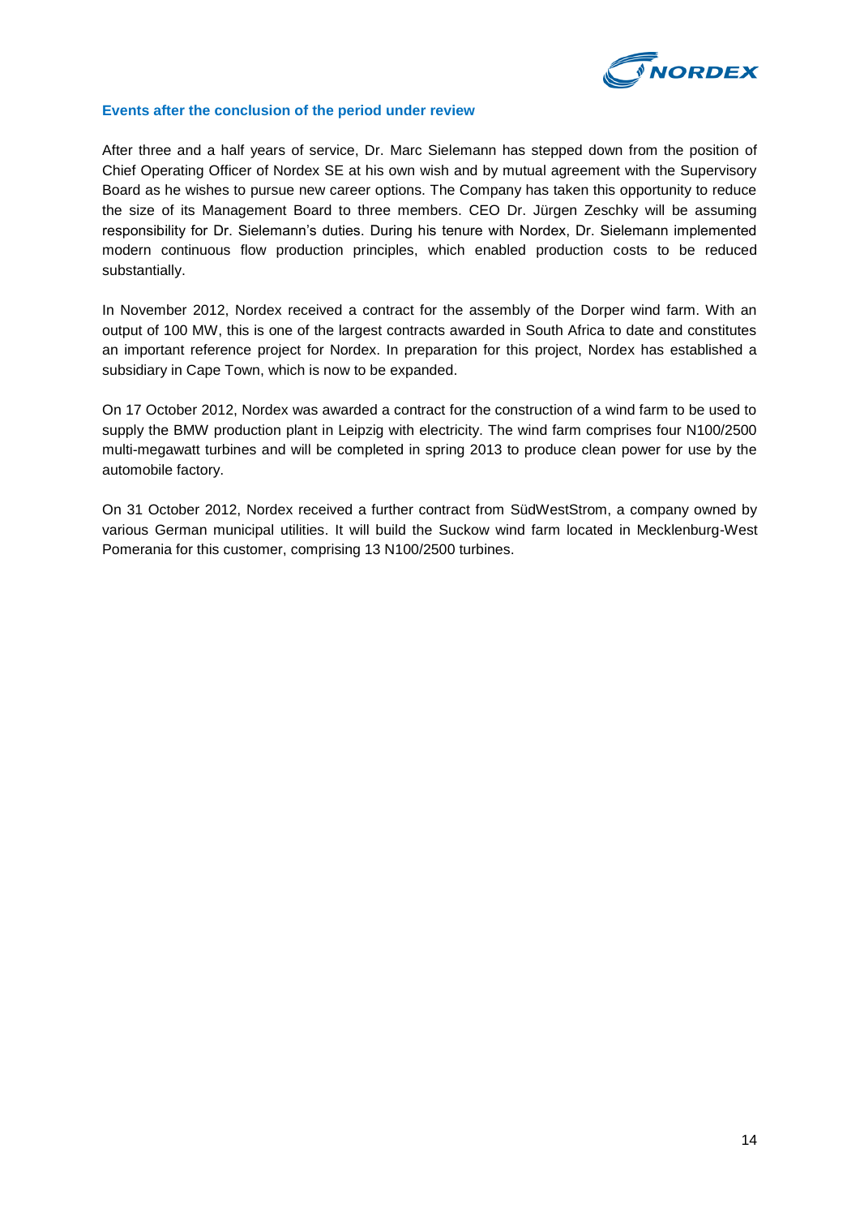## Events after the conclusion of the period under review

After three and a half years of service, Dr. Marc Sielemann has stepped down from the position of Chief Operating Officer of Nordex SE at his own wish and by mutual agreement with the Supervisory Board as he wishes to pursue new career options. The Company has taken this opportunity to reduce the size of its Management Board to three members. CEO Dr. Jürgen Zeschky will be assuming responsibility for Dr. Sielemann's duties. During his tenure with Nordex, Dr. Sielemann implemented modern continuous flow production principles, which enabled production costs to be reduced substantially.

In November 2012, Nordex received a contract for the assembly of the Dorper wind farm. With an output of 100 MW, this is one of the largest contracts awarded in South Africa to date and constitutes an important reference project for Nordex. In preparation for this project, Nordex has established a subsidiary in Cape Town, which is now to be expanded.

On 17 October 2012, Nordex was awarded a contract for the construction of a wind farm to be used to supply the BMW production plant in Leipzig with electricity. The wind farm comprises four N100/2500 multi-megawatt turbines and will be completed in spring 2013 to produce clean power for use by the automobile factory.

On 31 October 2012, Nordex received a further contract from SüdWestStrom, a company owned by various German municipal utilities. It will build the Suckow wind farm located in Mecklenburg-West Pomerania for this customer, comprising 13 N100/2500 turbines.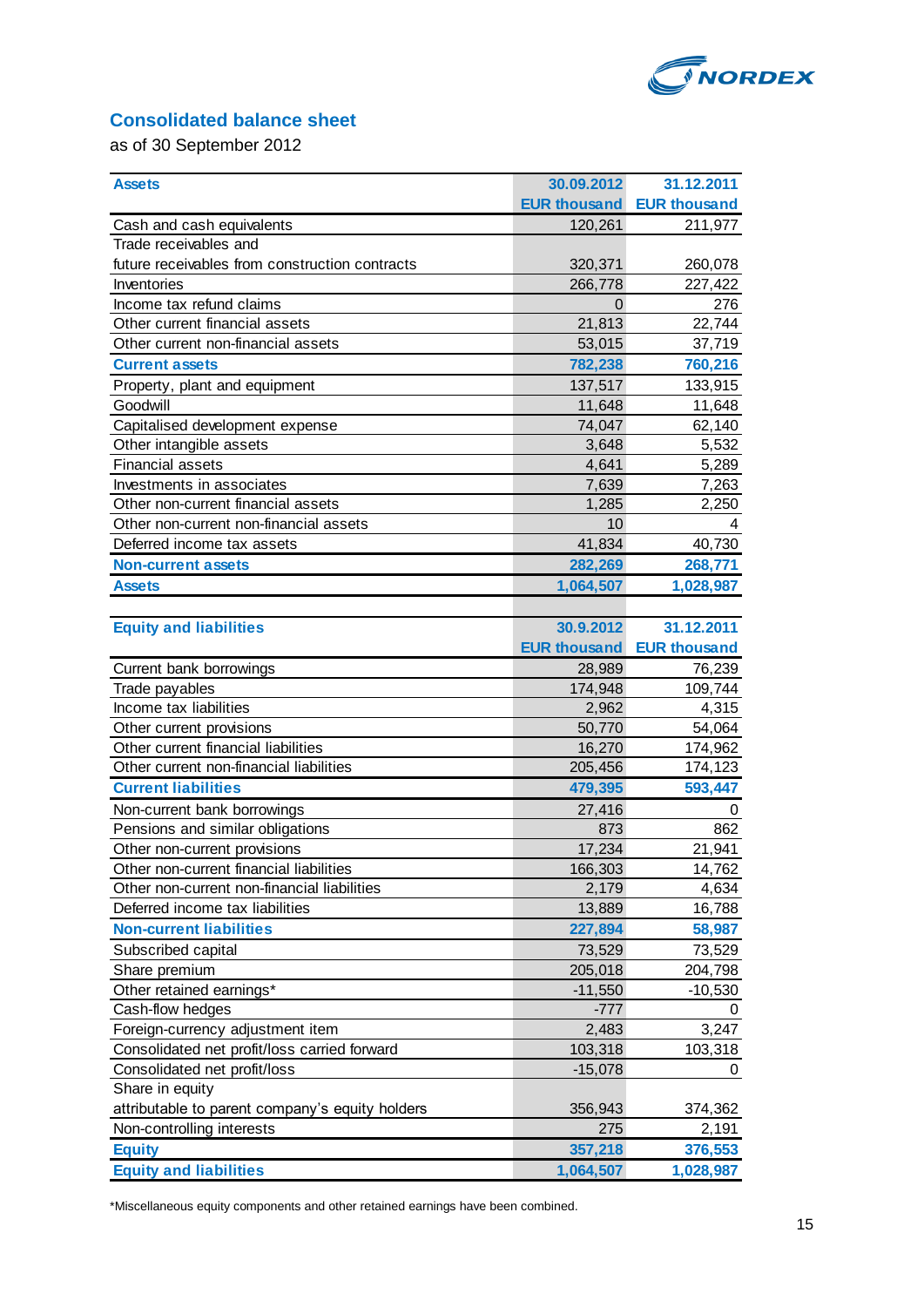## Consolidated balance sheet

as of 30 September 2012

| Assets | 30.09.2012<br>EUR thousand | 31.12.2011<br>EUR thousand |
|---|---|---|
| Cash and cash equivalents | 120,261 | 211,977 |
| Trade receivables and future receivables from construction contracts | 320,371 | 260,078 |
| Inventories | 266,778 | 227,422 |
| Income tax refund claims | 0 | 276 |
| Other current financial assets | 21,813 | 22,744 |
| Other current non-financial assets | 53,015 | 37,719 |
| **Current assets** | **782,238** | **760,216** |
| Property, plant and equipment | 137,517 | 133,915 |
| Goodwill | 11,648 | 11,648 |
| Capitalised development expense | 74,047 | 62,140 |
| Other intangible assets | 3,648 | 5,532 |
| Financial assets | 4,641 | 5,289 |
| Investments in associates | 7,639 | 7,263 |
| Other non-current financial assets | 1,285 | 2,250 |
| Other non-current non-financial assets | 10 | 4 |
| Deferred income tax assets | 41,834 | 40,730 |
| **Non-current assets** | **282,269** | **268,771** |
| **Assets** | **1,064,507** | **1,028,987** |

| Equity and liabilities | 30.9.2012<br>EUR thousand | 31.12.2011<br>EUR thousand |
|---|---|---|
| Current bank borrowings | 28,989 | 76,239 |
| Trade payables | 174,948 | 109,744 |
| Income tax liabilities | 2,962 | 4,315 |
| Other current provisions | 50,770 | 54,064 |
| Other current financial liabilities | 16,270 | 174,962 |
| Other current non-financial liabilities | 205,456 | 174,123 |
| **Current liabilities** | **479,395** | **593,447** |
| Non-current bank borrowings | 27,416 | 0 |
| Pensions and similar obligations | 873 | 862 |
| Other non-current provisions | 17,234 | 21,941 |
| Other non-current financial liabilities | 166,303 | 14,762 |
| Other non-current non-financial liabilities | 2,179 | 4,634 |
| Deferred income tax liabilities | 13,889 | 16,788 |
| **Non-current liabilities** | **227,894** | **58,987** |
| Subscribed capital | 73,529 | 73,529 |
| Share premium | 205,018 | 204,798 |
| Other retained earnings* | -11,550 | -10,530 |
| Cash-flow hedges | -777 | 0 |
| Foreign-currency adjustment item | 2,483 | 3,247 |
| Consolidated net profit/loss carried forward | 103,318 | 103,318 |
| Consolidated net profit/loss | -15,078 | 0 |
| Share in equity attributable to parent company's equity holders | 356,943 | 374,362 |
| Non-controlling interests | 275 | 2,191 |
| **Equity** | **357,218** | **376,553** |
| **Equity and liabilities** | **1,064,507** | **1,028,987** |

*Miscellaneous equity components and other retained earnings have been combined.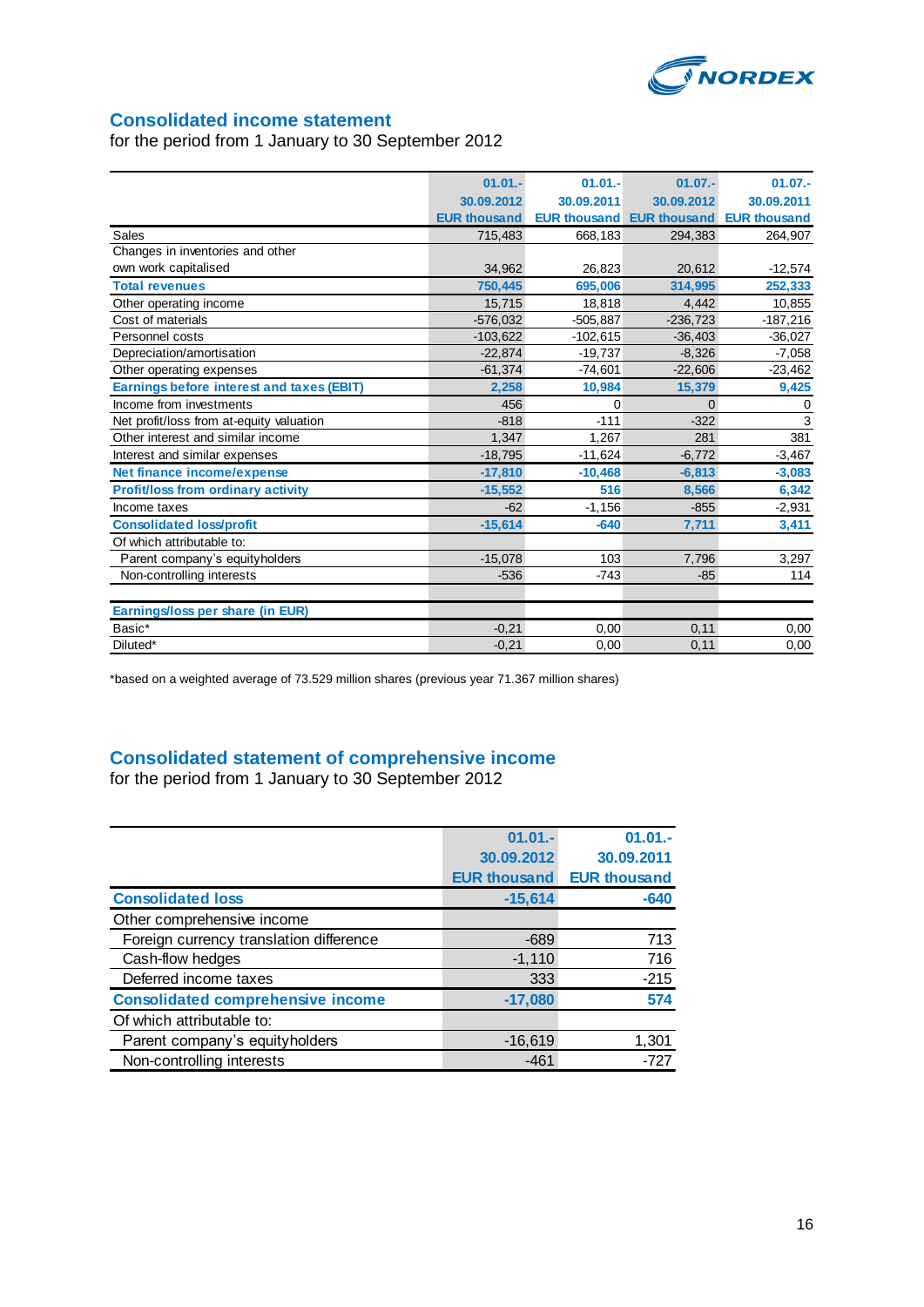## Consolidated income statement

for the period from 1 January to 30 September 2012

| | 01.01.-30.09.2012 EUR thousand | 01.01.-30.09.2011 EUR thousand | 01.07.-30.09.2012 EUR thousand | 01.07.-30.09.2011 EUR thousand |
|---|---|---|---|---|
| Sales | 715,483 | 668,183 | 294,383 | 264,907 |
| Changes in inventories and other own work capitalised | 34,962 | 26,823 | 20,612 | -12,574 |
| **Total revenues** | **750,445** | **695,006** | **314,995** | **252,333** |
| Other operating income | 15,715 | 18,818 | 4,442 | 10,855 |
| Cost of materials | -576,032 | -505,887 | -236,723 | -187,216 |
| Personnel costs | -103,622 | -102,615 | -36,403 | -36,027 |
| Depreciation/amortisation | -22,874 | -19,737 | -8,326 | -7,058 |
| Other operating expenses | -61,374 | -74,601 | -22,606 | -23,462 |
| **Earnings before interest and taxes (EBIT)** | **2,258** | **10,984** | **15,379** | **9,425** |
| Income from investments | 456 | 0 | 0 | 0 |
| Net profit/loss from at-equity valuation | -818 | -111 | -322 | 3 |
| Other interest and similar income | 1,347 | 1,267 | 281 | 381 |
| Interest and similar expenses | -18,795 | -11,624 | -6,772 | -3,467 |
| **Net finance income/expense** | **-17,810** | **-10,468** | **-6,813** | **-3,083** |
| **Profit/loss from ordinary activity** | **-15,552** | **516** | **8,566** | **6,342** |
| Income taxes | -62 | -1,156 | -855 | -2,931 |
| **Consolidated loss/profit** | **-15,614** | **-640** | **7,711** | **3,411** |
| Of which attributable to: | | | | |
| Parent company's equityholders | -15,078 | 103 | 7,796 | 3,297 |
| Non-controlling interests | -536 | -743 | -85 | 114 |
| | | | | |
| **Earnings/loss per share (in EUR)** | | | | |
| Basic* | -0,21 | 0,00 | 0,11 | 0,00 |
| Diluted* | -0,21 | 0,00 | 0,11 | 0,00 |

*based on a weighted average of 73.529 million shares (previous year 71.367 million shares)

## Consolidated statement of comprehensive income

for the period from 1 January to 30 September 2012

| | 01.01.-30.09.2012 EUR thousand | 01.01.-30.09.2011 EUR thousand |
|---|---|---|
| **Consolidated loss** | **-15,614** | **-640** |
| Other comprehensive income | | |
| Foreign currency translation difference | -689 | 713 |
| Cash-flow hedges | -1,110 | 716 |
| Deferred income taxes | 333 | -215 |
| **Consolidated comprehensive income** | **-17,080** | **574** |
| Of which attributable to: | | |
| Parent company's equityholders | -16,619 | 1,301 |
| Non-controlling interests | -461 | -727 |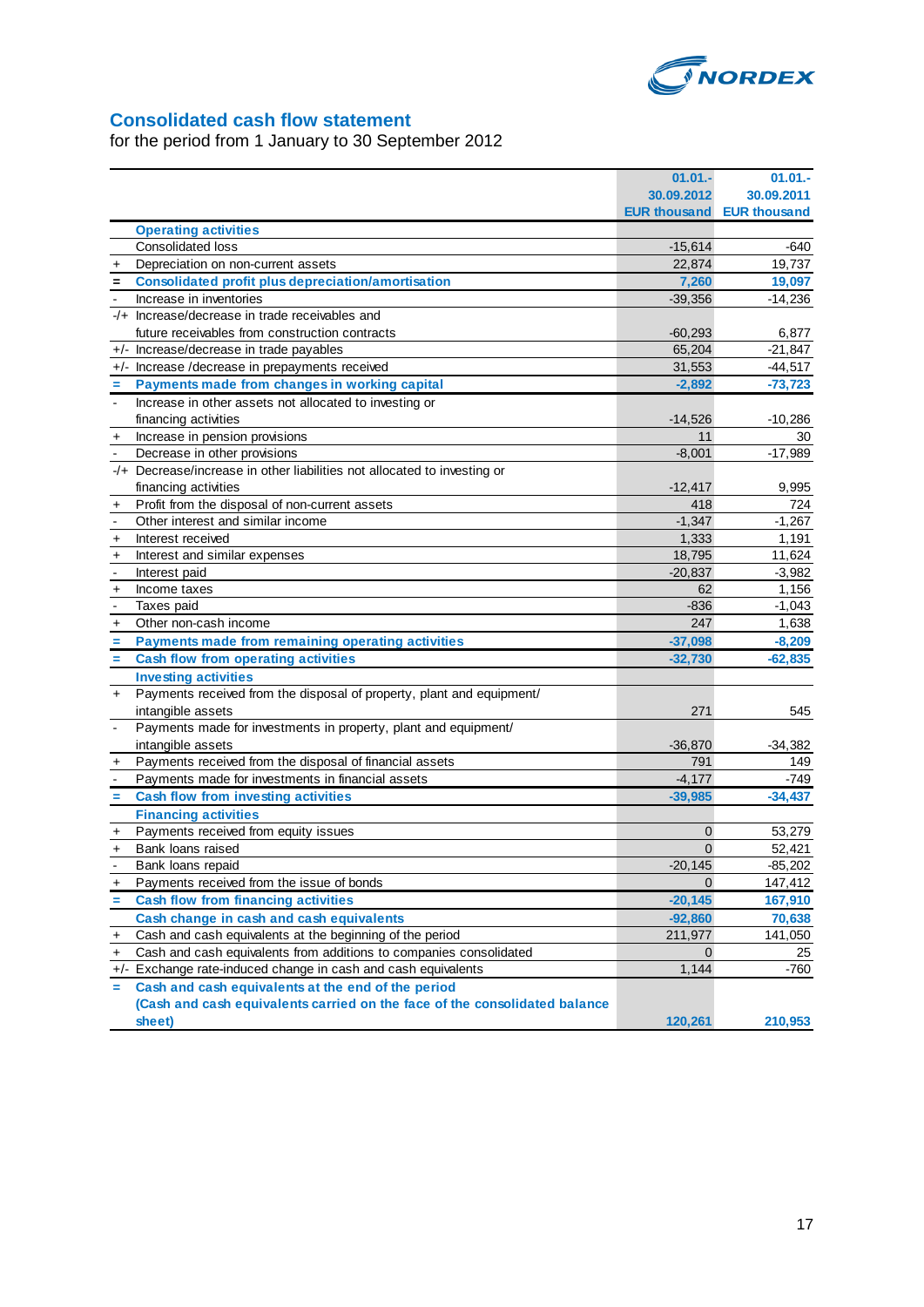## Consolidated cash flow statement

for the period from 1 January to 30 September 2012

| | | 01.01.-30.09.2012 EUR thousand | 01.01.-30.09.2011 EUR thousand |
|---|---|---|---|
| | **Operating activities** | | |
| | Consolidated loss | -15,614 | -640 |
| + | Depreciation on non-current assets | 22,874 | 19,737 |
| = | **Consolidated profit plus depreciation/amortisation** | **7,260** | **19,097** |
| - | Increase in inventories | -39,356 | -14,236 |
| -/+ | Increase/decrease in trade receivables and future receivables from construction contracts | -60,293 | 6,877 |
| +/- | Increase/decrease in trade payables | 65,204 | -21,847 |
| +/- | Increase /decrease in prepayments received | 31,553 | -44,517 |
| = | **Payments made from changes in working capital** | **-2,892** | **-73,723** |
| - | Increase in other assets not allocated to investing or financing activities | -14,526 | -10,286 |
| + | Increase in pension provisions | 11 | 30 |
| - | Decrease in other provisions | -8,001 | -17,989 |
| -/+ | Decrease/increase in other liabilities not allocated to investing or financing activities | -12,417 | 9,995 |
| + | Profit from the disposal of non-current assets | 418 | 724 |
| - | Other interest and similar income | -1,347 | -1,267 |
| + | Interest received | 1,333 | 1,191 |
| + | Interest and similar expenses | 18,795 | 11,624 |
| - | Interest paid | -20,837 | -3,982 |
| + | Income taxes | 62 | 1,156 |
| - | Taxes paid | -836 | -1,043 |
| + | Other non-cash income | 247 | 1,638 |
| = | **Payments made from remaining operating activities** | **-37,098** | **-8,209** |
| = | **Cash flow from operating activities** | **-32,730** | **-62,835** |
| | **Investing activities** | | |
| + | Payments received from the disposal of property, plant and equipment/ intangible assets | 271 | 545 |
| - | Payments made for investments in property, plant and equipment/ intangible assets | -36,870 | -34,382 |
| + | Payments received from the disposal of financial assets | 791 | 149 |
| - | Payments made for investments in financial assets | -4,177 | -749 |
| = | **Cash flow from investing activities** | **-39,985** | **-34,437** |
| | **Financing activities** | | |
| + | Payments received from equity issues | 0 | 53,279 |
| + | Bank loans raised | 0 | 52,421 |
| - | Bank loans repaid | -20,145 | -85,202 |
| + | Payments received from the issue of bonds | 0 | 147,412 |
| = | **Cash flow from financing activities** | **-20,145** | **167,910** |
| | **Cash change in cash and cash equivalents** | **-92,860** | **70,638** |
| + | Cash and cash equivalents at the beginning of the period | 211,977 | 141,050 |
| + | Cash and cash equivalents from additions to companies consolidated | 0 | 25 |
| +/- | Exchange rate-induced change in cash and cash equivalents | 1,144 | -760 |
| = | **Cash and cash equivalents at the end of the period (Cash and cash equivalents carried on the face of the consolidated balance sheet)** | **120,261** | **210,953** |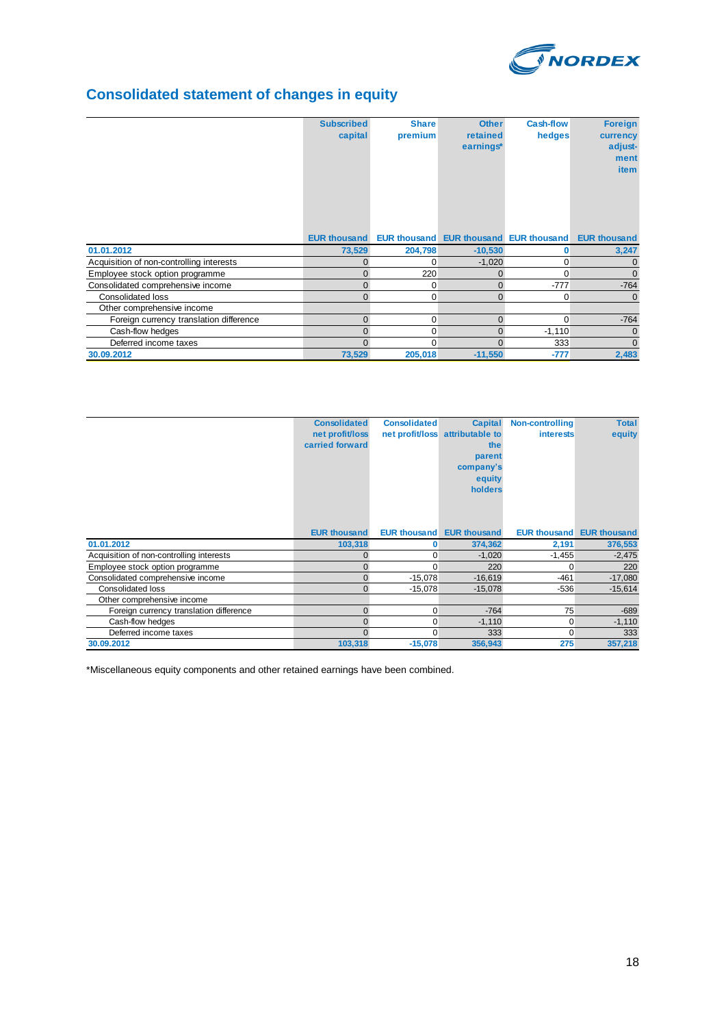## Consolidated statement of changes in equity

| | Subscribed capital | Share premium | Other retained earnings* | Cash-flow hedges | Foreign currency adjust-ment item |
|---|---|---|---|---|---|
| | EUR thousand | EUR thousand | EUR thousand | EUR thousand | EUR thousand |
| **01.01.2012** | **73,529** | **204,798** | **-10,530** | **0** | **3,247** |
| Acquisition of non-controlling interests | 0 | 0 | -1,020 | 0 | 0 |
| Employee stock option programme | 0 | 220 | 0 | 0 | 0 |
| Consolidated comprehensive income | 0 | 0 | 0 | -777 | -764 |
| Consolidated loss | 0 | 0 | 0 | 0 | 0 |
| Other comprehensive income | | | | | |
| Foreign currency translation difference | 0 | 0 | 0 | 0 | -764 |
| Cash-flow hedges | 0 | 0 | 0 | -1,110 | 0 |
| Deferred income taxes | 0 | 0 | 0 | 333 | 0 |
| **30.09.2012** | **73,529** | **205,018** | **-11,550** | **-777** | **2,483** |

| | Consolidated net profit/loss carried forward | Consolidated net profit/loss | Capital attributable to the parent company's equity holders | Non-controlling interests | Total equity |
|---|---|---|---|---|---|
| | EUR thousand | EUR thousand | EUR thousand | EUR thousand | EUR thousand |
| **01.01.2012** | **103,318** | **0** | **374,362** | **2,191** | **376,553** |
| Acquisition of non-controlling interests | 0 | 0 | -1,020 | -1,455 | -2,475 |
| Employee stock option programme | 0 | 0 | 220 | 0 | 220 |
| Consolidated comprehensive income | 0 | -15,078 | -16,619 | -461 | -17,080 |
| Consolidated loss | 0 | -15,078 | -15,078 | -536 | -15,614 |
| Other comprehensive income | | | | | |
| Foreign currency translation difference | 0 | 0 | -764 | 75 | -689 |
| Cash-flow hedges | 0 | 0 | -1,110 | 0 | -1,110 |
| Deferred income taxes | 0 | 0 | 333 | 0 | 333 |
| **30.09.2012** | **103,318** | **-15,078** | **356,943** | **275** | **357,218** |

*Miscellaneous equity components and other retained earnings have been combined.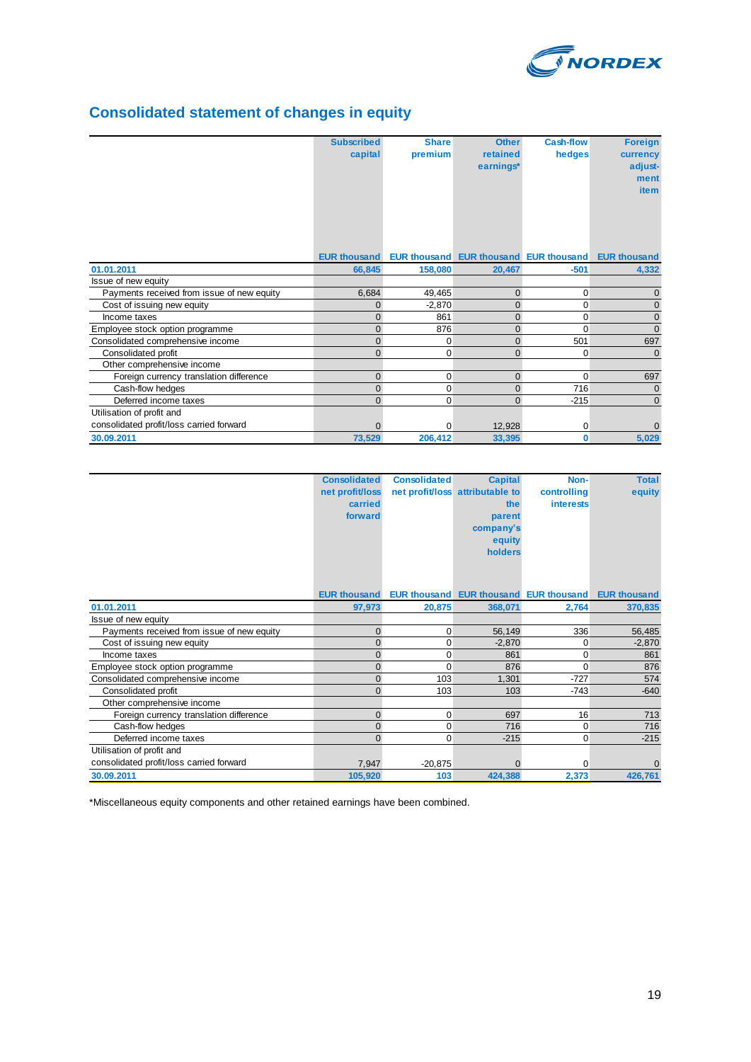# Consolidated statement of changes in equity

| | Subscribed capital | Share premium | Other retained earnings* | Cash-flow hedges | Foreign currency adjust-ment item |
|---|---|---|---|---|---|
| | EUR thousand | EUR thousand | EUR thousand | EUR thousand | EUR thousand |
| **01.01.2011** | **66,845** | **158,080** | **20,467** | **-501** | **4,332** |
| Issue of new equity | | | | | |
| Payments received from issue of new equity | 6,684 | 49,465 | 0 | 0 | 0 |
| Cost of issuing new equity | 0 | -2,870 | 0 | 0 | 0 |
| Income taxes | 0 | 861 | 0 | 0 | 0 |
| Employee stock option programme | 0 | 876 | 0 | 0 | 0 |
| Consolidated comprehensive income | 0 | 0 | 0 | 501 | 697 |
| Consolidated profit | 0 | 0 | 0 | 0 | 0 |
| Other comprehensive income | | | | | |
| Foreign currency translation difference | 0 | 0 | 0 | 0 | 697 |
| Cash-flow hedges | 0 | 0 | 0 | 716 | 0 |
| Deferred income taxes | 0 | 0 | 0 | -215 | 0 |
| Utilisation of profit and consolidated profit/loss carried forward | 0 | 0 | 12,928 | 0 | 0 |
| **30.09.2011** | **73,529** | **206,412** | **33,395** | **0** | **5,029** |

| | Consolidated net profit/loss carried forward | Consolidated net profit/loss | Capital attributable to the parent company's equity holders | Non-controlling interests | Total equity |
|---|---|---|---|---|---|
| | EUR thousand | EUR thousand | EUR thousand | EUR thousand | EUR thousand |
| **01.01.2011** | **97,973** | **20,875** | **368,071** | **2,764** | **370,835** |
| Issue of new equity | | | | | |
| Payments received from issue of new equity | 0 | 0 | 56,149 | 336 | 56,485 |
| Cost of issuing new equity | 0 | 0 | -2,870 | 0 | -2,870 |
| Income taxes | 0 | 0 | 861 | 0 | 861 |
| Employee stock option programme | 0 | 0 | 876 | 0 | 876 |
| Consolidated comprehensive income | 0 | 103 | 1,301 | -727 | 574 |
| Consolidated profit | 0 | 103 | 103 | -743 | -640 |
| Other comprehensive income | | | | | |
| Foreign currency translation difference | 0 | 0 | 697 | 16 | 713 |
| Cash-flow hedges | 0 | 0 | 716 | 0 | 716 |
| Deferred income taxes | 0 | 0 | -215 | 0 | -215 |
| Utilisation of profit and consolidated profit/loss carried forward | 7,947 | -20,875 | 0 | 0 | 0 |
| **30.09.2011** | **105,920** | **103** | **424,388** | **2,373** | **426,761** |

*Miscellaneous equity components and other retained earnings have been combined.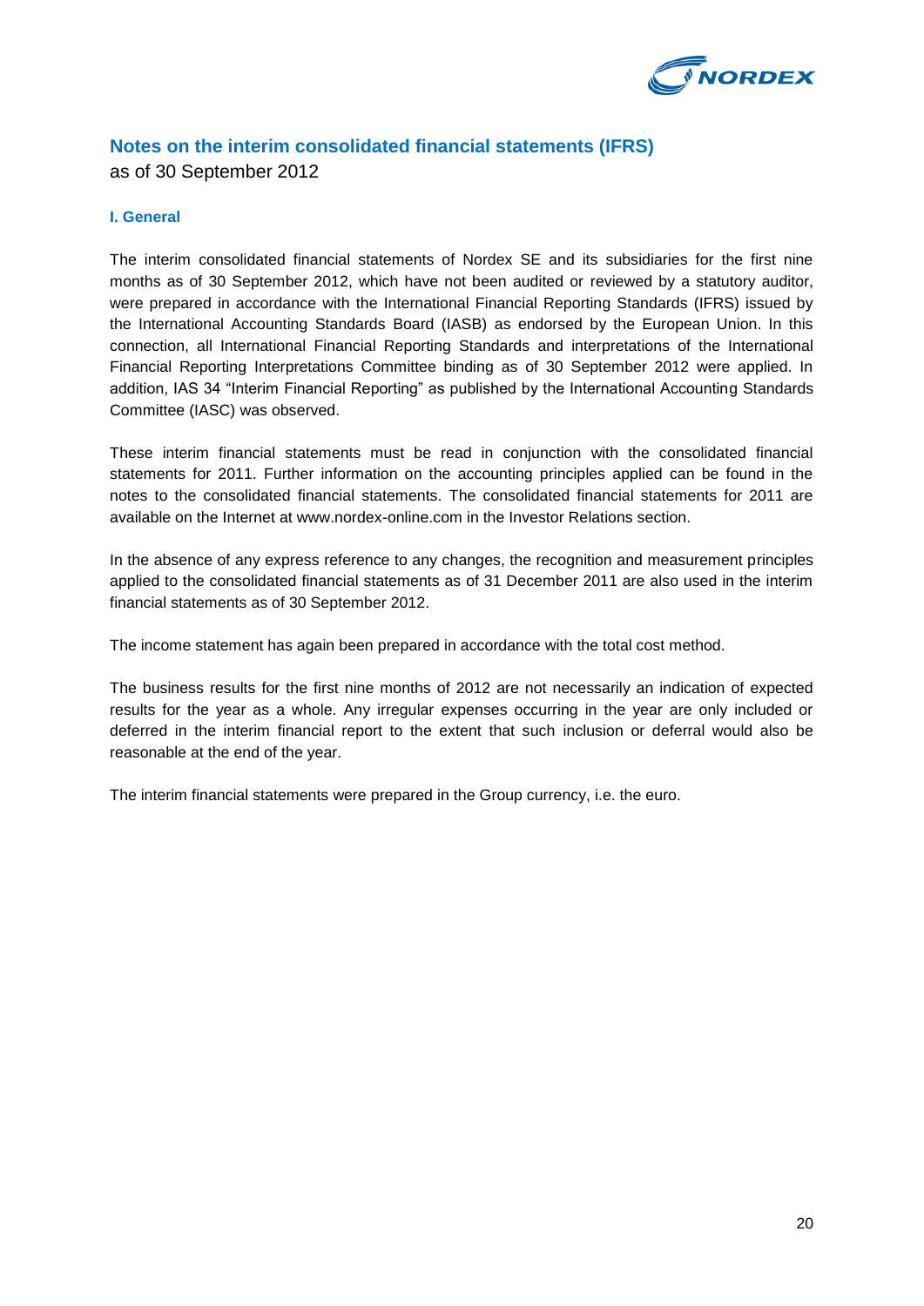## Notes on the interim consolidated financial statements (IFRS)

as of 30 September 2012

### I. General

The interim consolidated financial statements of Nordex SE and its subsidiaries for the first nine months as of 30 September 2012, which have not been audited or reviewed by a statutory auditor, were prepared in accordance with the International Financial Reporting Standards (IFRS) issued by the International Accounting Standards Board (IASB) as endorsed by the European Union. In this connection, all International Financial Reporting Standards and interpretations of the International Financial Reporting Interpretations Committee binding as of 30 September 2012 were applied. In addition, IAS 34 "Interim Financial Reporting" as published by the International Accounting Standards Committee (IASC) was observed.

These interim financial statements must be read in conjunction with the consolidated financial statements for 2011. Further information on the accounting principles applied can be found in the notes to the consolidated financial statements. The consolidated financial statements for 2011 are available on the Internet at www.nordex-online.com in the Investor Relations section.

In the absence of any express reference to any changes, the recognition and measurement principles applied to the consolidated financial statements as of 31 December 2011 are also used in the interim financial statements as of 30 September 2012.

The income statement has again been prepared in accordance with the total cost method.

The business results for the first nine months of 2012 are not necessarily an indication of expected results for the year as a whole. Any irregular expenses occurring in the year are only included or deferred in the interim financial report to the extent that such inclusion or deferral would also be reasonable at the end of the year.

The interim financial statements were prepared in the Group currency, i.e. the euro.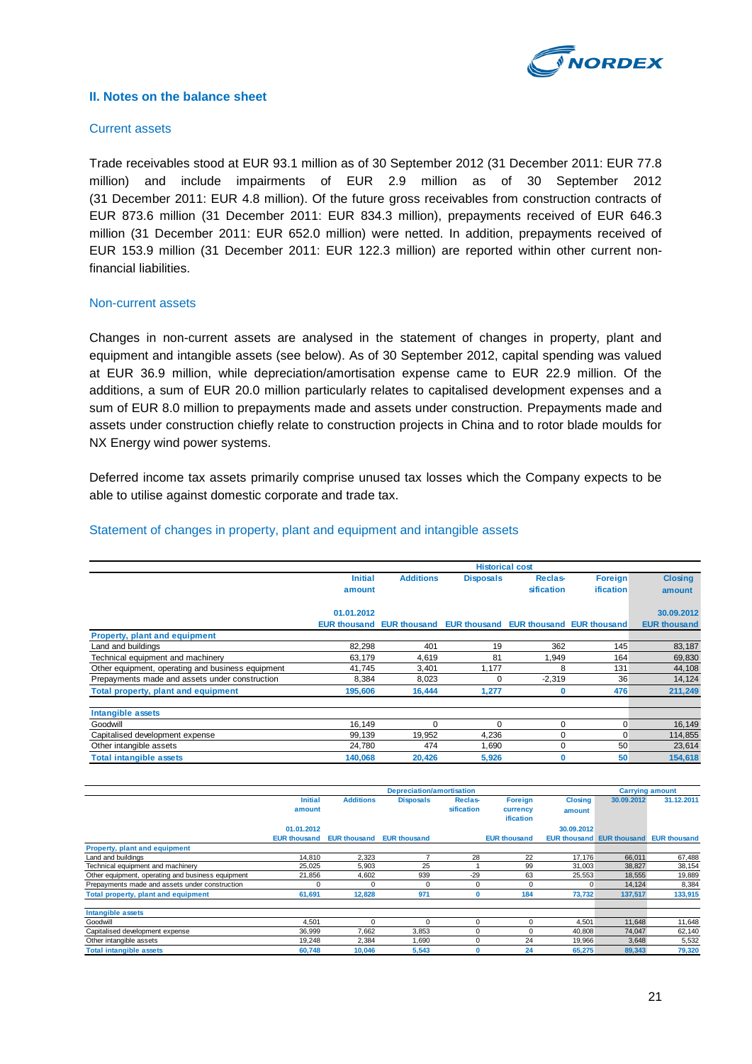## II. Notes on the balance sheet

### Current assets

Trade receivables stood at EUR 93.1 million as of 30 September 2012 (31 December 2011: EUR 77.8 million) and include impairments of EUR 2.9 million as of 30 September 2012 (31 December 2011: EUR 4.8 million). Of the future gross receivables from construction contracts of EUR 873.6 million (31 December 2011: EUR 834.3 million), prepayments received of EUR 646.3 million (31 December 2011: EUR 652.0 million) were netted. In addition, prepayments received of EUR 153.9 million (31 December 2011: EUR 122.3 million) are reported within other current non-financial liabilities.

### Non-current assets

Changes in non-current assets are analysed in the statement of changes in property, plant and equipment and intangible assets (see below). As of 30 September 2012, capital spending was valued at EUR 36.9 million, while depreciation/amortisation expense came to EUR 22.9 million. Of the additions, a sum of EUR 20.0 million particularly relates to capitalised development expenses and a sum of EUR 8.0 million to prepayments made and assets under construction. Prepayments made and assets under construction chiefly relate to construction projects in China and to rotor blade moulds for NX Energy wind power systems.

Deferred income tax assets primarily comprise unused tax losses which the Company expects to be able to utilise against domestic corporate and trade tax.

### Statement of changes in property, plant and equipment and intangible assets

| | Historical cost | | | | | |
|---|---|---|---|---|---|---|
| | Initial amount | Additions | Disposals | Reclas-sification | Foreign ification | Closing amount |
| | 01.01.2012 | | | | | 30.09.2012 |
| | EUR thousand | EUR thousand | EUR thousand | EUR thousand | EUR thousand | EUR thousand |
| **Property, plant and equipment** | | | | | | |
| Land and buildings | 82,298 | 401 | 19 | 362 | 145 | 83,187 |
| Technical equipment and machinery | 63,179 | 4,619 | 81 | 1,949 | 164 | 69,830 |
| Other equipment, operating and business equipment | 41,745 | 3,401 | 1,177 | 8 | 131 | 44,108 |
| Prepayments made and assets under construction | 8,384 | 8,023 | 0 | -2,319 | 36 | 14,124 |
| **Total property, plant and equipment** | **195,606** | **16,444** | **1,277** | **0** | **476** | **211,249** |
| **Intangible assets** | | | | | | |
| Goodwill | 16,149 | 0 | 0 | 0 | 0 | 16,149 |
| Capitalised development expense | 99,139 | 19,952 | 4,236 | 0 | 0 | 114,855 |
| Other intangible assets | 24,780 | 474 | 1,690 | 0 | 50 | 23,614 |
| **Total intangible assets** | **140,068** | **20,426** | **5,926** | **0** | **50** | **154,618** |

| | Depreciation/amortisation | | | | | | Carrying amount | |
|---|---|---|---|---|---|---|---|---|
| | Initial amount | Additions | Disposals | Reclas-sification | Foreign currency ification | Closing amount | 30.09.2012 | 31.12.2011 |
| | 01.01.2012 | | | | | 30.09.2012 | | |
| | EUR thousand | EUR thousand | EUR thousand | | EUR thousand | EUR thousand | EUR thousand | EUR thousand |
| **Property, plant and equipment** | | | | | | | | |
| Land and buildings | 14,810 | 2,323 | 7 | 28 | 22 | 17,176 | 66,011 | 67,488 |
| Technical equipment and machinery | 25,025 | 5,903 | 25 | 1 | 99 | 31,003 | 38,827 | 38,154 |
| Other equipment, operating and business equipment | 21,856 | 4,602 | 939 | -29 | 63 | 25,553 | 18,555 | 19,889 |
| Prepayments made and assets under construction | 0 | 0 | 0 | 0 | 0 | 0 | 14,124 | 8,384 |
| **Total property, plant and equipment** | **61,691** | **12,828** | **971** | **0** | **184** | **73,732** | **137,517** | **133,915** |
| **Intangible assets** | | | | | | | | |
| Goodwill | 4,501 | 0 | 0 | 0 | 0 | 4,501 | 11,648 | 11,648 |
| Capitalised development expense | 36,999 | 7,662 | 3,853 | 0 | 0 | 40,808 | 74,047 | 62,140 |
| Other intangible assets | 19,248 | 2,384 | 1,690 | 0 | 24 | 19,966 | 3,648 | 5,532 |
| **Total intangible assets** | **60,748** | **10,046** | **5,543** | **0** | **24** | **65,275** | **89,343** | **79,320** |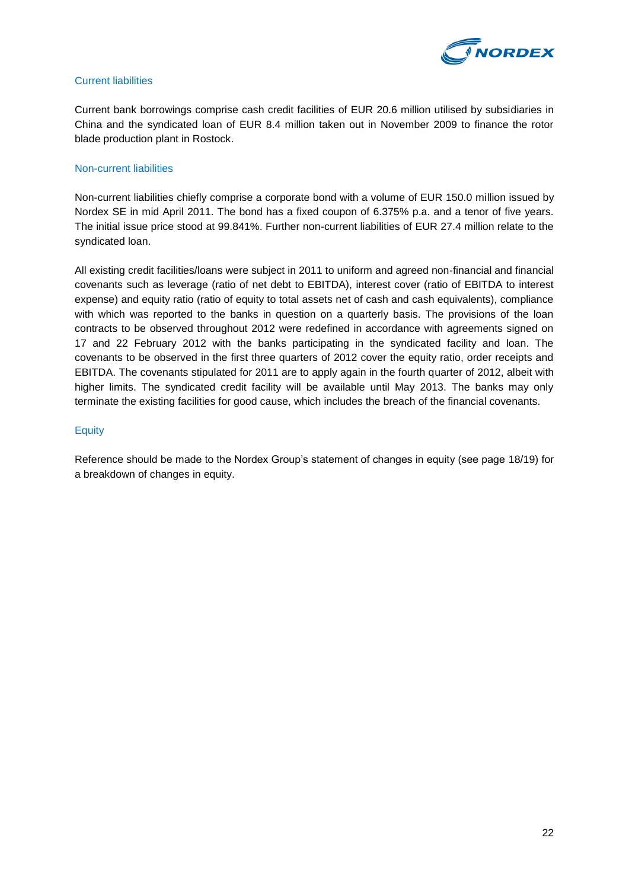### Current liabilities

Current bank borrowings comprise cash credit facilities of EUR 20.6 million utilised by subsidiaries in China and the syndicated loan of EUR 8.4 million taken out in November 2009 to finance the rotor blade production plant in Rostock.

### Non-current liabilities

Non-current liabilities chiefly comprise a corporate bond with a volume of EUR 150.0 million issued by Nordex SE in mid April 2011. The bond has a fixed coupon of 6.375% p.a. and a tenor of five years. The initial issue price stood at 99.841%. Further non-current liabilities of EUR 27.4 million relate to the syndicated loan.

All existing credit facilities/loans were subject in 2011 to uniform and agreed non-financial and financial covenants such as leverage (ratio of net debt to EBITDA), interest cover (ratio of EBITDA to interest expense) and equity ratio (ratio of equity to total assets net of cash and cash equivalents), compliance with which was reported to the banks in question on a quarterly basis. The provisions of the loan contracts to be observed throughout 2012 were redefined in accordance with agreements signed on 17 and 22 February 2012 with the banks participating in the syndicated facility and loan. The covenants to be observed in the first three quarters of 2012 cover the equity ratio, order receipts and EBITDA. The covenants stipulated for 2011 are to apply again in the fourth quarter of 2012, albeit with higher limits. The syndicated credit facility will be available until May 2013. The banks may only terminate the existing facilities for good cause, which includes the breach of the financial covenants.

### Equity

Reference should be made to the Nordex Group's statement of changes in equity (see page 18/19) for a breakdown of changes in equity.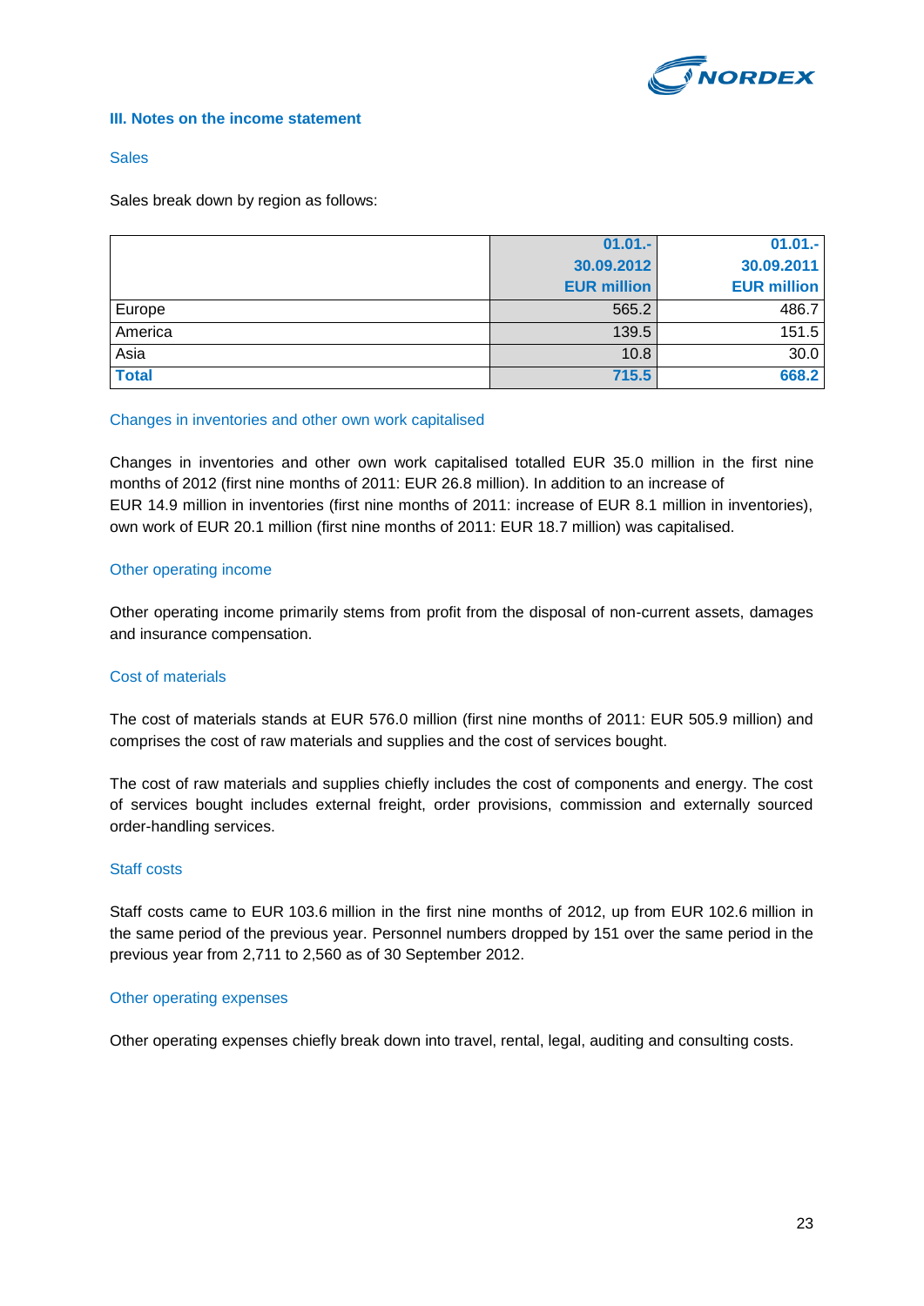## III. Notes on the income statement

### Sales

Sales break down by region as follows:

| | 01.01.-30.09.2012 EUR million | 01.01.-30.09.2011 EUR million |
|---|---|---|
| Europe | 565.2 | 486.7 |
| America | 139.5 | 151.5 |
| Asia | 10.8 | 30.0 |
| **Total** | **715.5** | **668.2** |

### Changes in inventories and other own work capitalised

Changes in inventories and other own work capitalised totalled EUR 35.0 million in the first nine months of 2012 (first nine months of 2011: EUR 26.8 million). In addition to an increase of EUR 14.9 million in inventories (first nine months of 2011: increase of EUR 8.1 million in inventories), own work of EUR 20.1 million (first nine months of 2011: EUR 18.7 million) was capitalised.

### Other operating income

Other operating income primarily stems from profit from the disposal of non-current assets, damages and insurance compensation.

### Cost of materials

The cost of materials stands at EUR 576.0 million (first nine months of 2011: EUR 505.9 million) and comprises the cost of raw materials and supplies and the cost of services bought.

The cost of raw materials and supplies chiefly includes the cost of components and energy. The cost of services bought includes external freight, order provisions, commission and externally sourced order-handling services.

### Staff costs

Staff costs came to EUR 103.6 million in the first nine months of 2012, up from EUR 102.6 million in the same period of the previous year. Personnel numbers dropped by 151 over the same period in the previous year from 2,711 to 2,560 as of 30 September 2012.

### Other operating expenses

Other operating expenses chiefly break down into travel, rental, legal, auditing and consulting costs.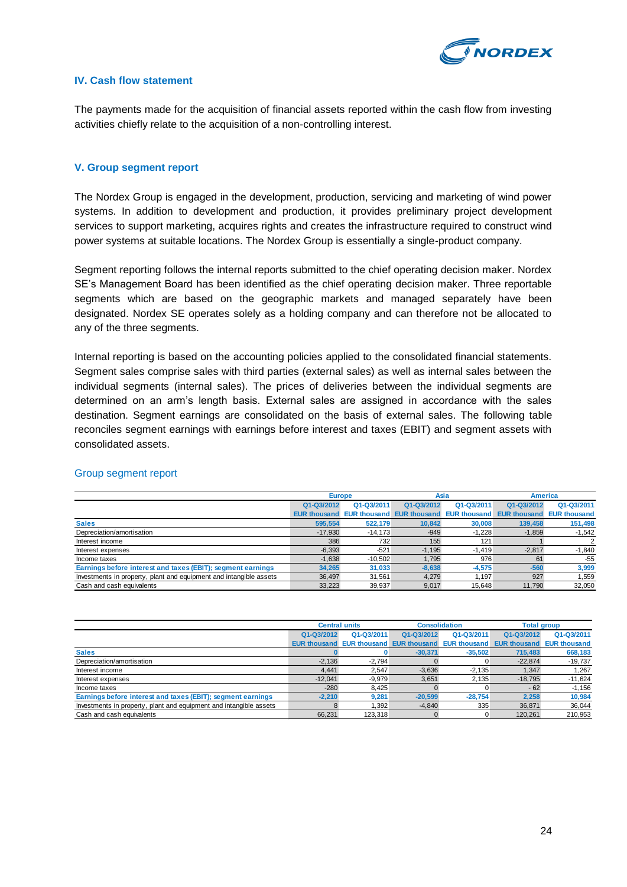## IV. Cash flow statement

The payments made for the acquisition of financial assets reported within the cash flow from investing activities chiefly relate to the acquisition of a non-controlling interest.

## V. Group segment report

The Nordex Group is engaged in the development, production, servicing and marketing of wind power systems. In addition to development and production, it provides preliminary project development services to support marketing, acquires rights and creates the infrastructure required to construct wind power systems at suitable locations. The Nordex Group is essentially a single-product company.

Segment reporting follows the internal reports submitted to the chief operating decision maker. Nordex SE's Management Board has been identified as the chief operating decision maker. Three reportable segments which are based on the geographic markets and managed separately have been designated. Nordex SE operates solely as a holding company and can therefore not be allocated to any of the three segments.

Internal reporting is based on the accounting policies applied to the consolidated financial statements. Segment sales comprise sales with third parties (external sales) as well as internal sales between the individual segments (internal sales). The prices of deliveries between the individual segments are determined on an arm's length basis. External sales are assigned in accordance with the sales destination. Segment earnings are consolidated on the basis of external sales. The following table reconciles segment earnings with earnings before interest and taxes (EBIT) and segment assets with consolidated assets.

### Group segment report

| | Europe | | Asia | | America | |
|---|---|---|---|---|---|---|
| | Q1-Q3/2012 | Q1-Q3/2011 | Q1-Q3/2012 | Q1-Q3/2011 | Q1-Q3/2012 | Q1-Q3/2011 |
| | EUR thousand | EUR thousand | EUR thousand | EUR thousand | EUR thousand | EUR thousand |
| **Sales** | **595,554** | **522,179** | **10,842** | **30,008** | **139,458** | **151,498** |
| Depreciation/amortisation | -17,930 | -14,173 | -949 | -1,228 | -1,859 | -1,542 |
| Interest income | 386 | 732 | 155 | 121 | 1 | 2 |
| Interest expenses | -6,393 | -521 | -1,195 | -1,419 | -2,817 | -1,840 |
| Income taxes | -1,638 | -10,502 | 1,795 | 976 | 61 | -55 |
| **Earnings before interest and taxes (EBIT); segment earnings** | **34,265** | **31,033** | **-8,638** | **-4,575** | **-560** | **3,999** |
| Investments in property, plant and equipment and intangible assets | 36,497 | 31,561 | 4,279 | 1,197 | 927 | 1,559 |
| Cash and cash equivalents | 33,223 | 39,937 | 9,017 | 15,648 | 11,790 | 32,050 |

| | Central units | | Consolidation | | Total group | |
|---|---|---|---|---|---|---|
| | Q1-Q3/2012 | Q1-Q3/2011 | Q1-Q3/2012 | Q1-Q3/2011 | Q1-Q3/2012 | Q1-Q3/2011 |
| | EUR thousand | EUR thousand | EUR thousand | EUR thousand | EUR thousand | EUR thousand |
| **Sales** | **0** | **0** | **-30,371** | **-35,502** | **715,483** | **668,183** |
| Depreciation/amortisation | -2,136 | -2,794 | 0 | 0 | -22,874 | -19,737 |
| Interest income | 4,441 | 2,547 | -3,636 | -2,135 | 1,347 | 1,267 |
| Interest expenses | -12,041 | -9,979 | 3,651 | 2,135 | -18,795 | -11,624 |
| Income taxes | -280 | 8,425 | 0 | 0 | - 62 | -1,156 |
| **Earnings before interest and taxes (EBIT); segment earnings** | **-2,210** | **9,281** | **-20,599** | **-28,754** | **2,258** | **10,984** |
| Investments in property, plant and equipment and intangible assets | 8 | 1,392 | -4,840 | 335 | 36,871 | 36,044 |
| Cash and cash equivalents | 66,231 | 123,318 | 0 | 0 | 120,261 | 210,953 |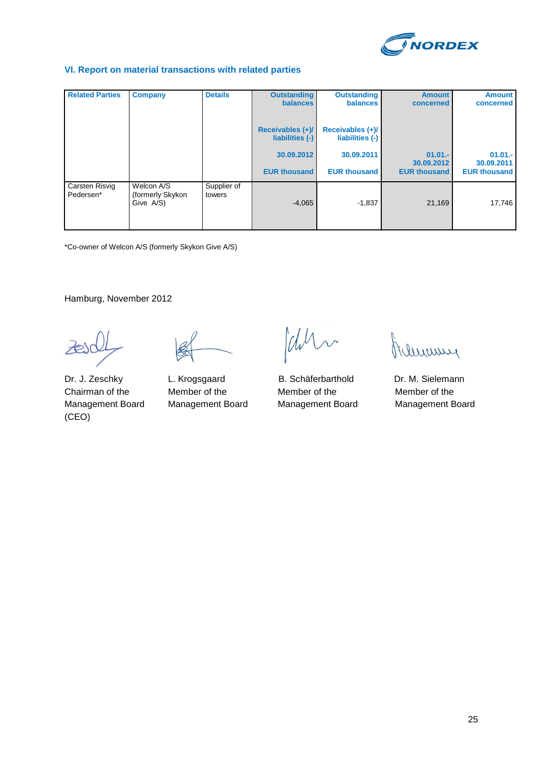## VI. Report on material transactions with related parties

| Related Parties | Company | Details | Outstanding balances<br><br>Receivables (+)/ liabilities (-)<br><br>30.09.2012<br><br>EUR thousand | Outstanding balances<br><br>Receivables (+)/ liabilities (-)<br><br>30.09.2011<br><br>EUR thousand | Amount concerned<br><br>01.01.- 30.09.2012<br>EUR thousand | Amount concerned<br><br>01.01.- 30.09.2011<br>EUR thousand |
|---|---|---|---|---|---|---|
| Carsten Risvig Pedersen* | Welcon A/S (formerly Skykon Give A/S) | Supplier of towers | -4,065 | -1,837 | 21,169 | 17,746 |

*Co-owner of Welcon A/S (formerly Skykon Give A/S)

Hamburg, November 2012

Dr. J. Zeschky
Chairman of the Management Board (CEO)

L. Krogsgaard
Member of the Management Board

B. Schäferbarthold
Member of the Management Board

Dr. M. Sielemann
Member of the Management Board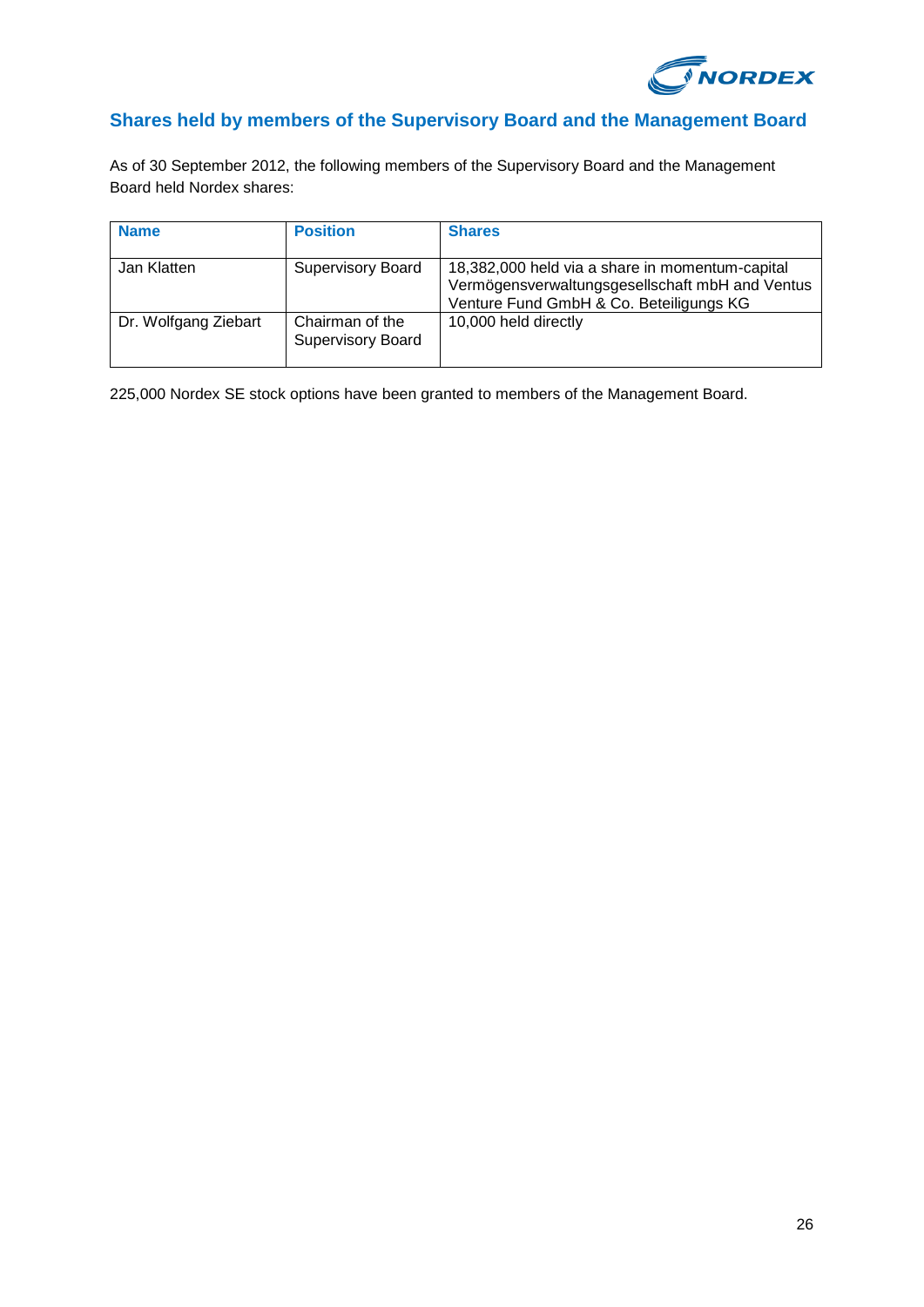## Shares held by members of the Supervisory Board and the Management Board

As of 30 September 2012, the following members of the Supervisory Board and the Management Board held Nordex shares:

| Name | Position | Shares |
|---|---|---|
| Jan Klatten | Supervisory Board | 18,382,000 held via a share in momentum-capital Vermögensverwaltungsgesellschaft mbH and Ventus Venture Fund GmbH & Co. Beteiligungs KG |
| Dr. Wolfgang Ziebart | Chairman of the Supervisory Board | 10,000 held directly |

225,000 Nordex SE stock options have been granted to members of the Management Board.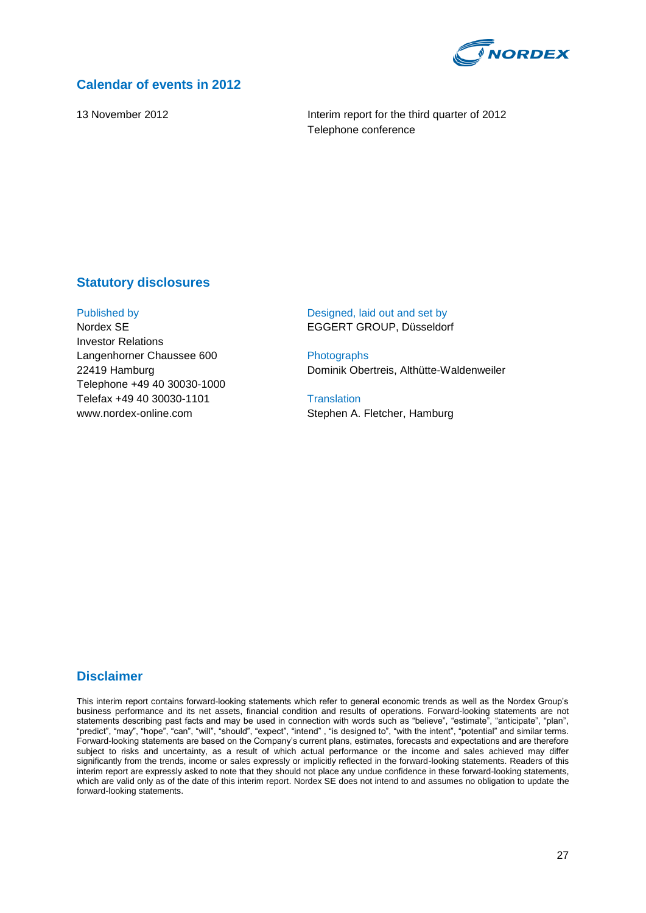## Calendar of events in 2012

13 November 2012 — Interim report for the third quarter of 2012
Telephone conference

## Statutory disclosures

**Published by**
Nordex SE
Investor Relations
Langenhorner Chaussee 600
22419 Hamburg
Telephone +49 40 30030-1000
Telefax +49 40 30030-1101
www.nordex-online.com

**Designed, laid out and set by**
EGGERT GROUP, Düsseldorf

**Photographs**
Dominik Obertreis, Althütte-Waldenweiler

**Translation**
Stephen A. Fletcher, Hamburg

## Disclaimer

This interim report contains forward-looking statements which refer to general economic trends as well as the Nordex Group's business performance and its net assets, financial condition and results of operations. Forward-looking statements are not statements describing past facts and may be used in connection with words such as "believe", "estimate", "anticipate", "plan", "predict", "may", "hope", "can", "will", "should", "expect", "intend" , "is designed to", "with the intent", "potential" and similar terms. Forward-looking statements are based on the Company's current plans, estimates, forecasts and expectations and are therefore subject to risks and uncertainty, as a result of which actual performance or the income and sales achieved may differ significantly from the trends, income or sales expressly or implicitly reflected in the forward-looking statements. Readers of this interim report are expressly asked to note that they should not place any undue confidence in these forward-looking statements, which are valid only as of the date of this interim report. Nordex SE does not intend to and assumes no obligation to update the forward-looking statements.